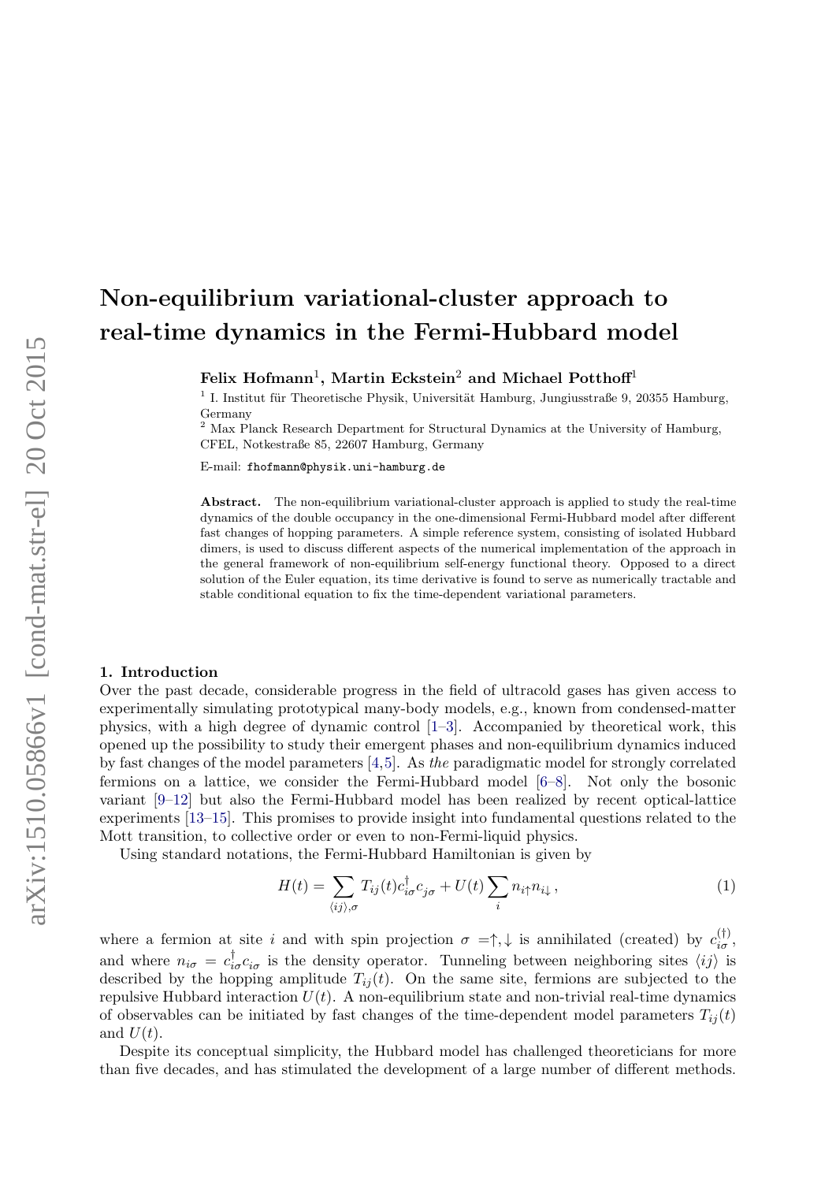# Non-equilibrium variational-cluster approach to real-time dynamics in the Fermi-Hubbard model

**Felix Hofmann**[1], **Martin Eckstein**[2] **and Michael Potthoff**[1]

[1] I. Institut für Theoretische Physik, Universität Hamburg, Jungiusstraße 9, 20355 Hamburg, Germany

[2] Max Planck Research Department for Structural Dynamics at the University of Hamburg, CFEL, Notkestraße 85, 22607 Hamburg, Germany

E-mail: fhofmann@physik.uni-hamburg.de

**Abstract.** The non-equilibrium variational-cluster approach is applied to study the real-time dynamics of the double occupancy in the one-dimensional Fermi-Hubbard model after different fast changes of hopping parameters. A simple reference system, consisting of isolated Hubbard dimers, is used to discuss different aspects of the numerical implementation of the approach in the general framework of non-equilibrium self-energy functional theory. Opposed to a direct solution of the Euler equation, its time derivative is found to serve as numerically tractable and stable conditional equation to fix the time-dependent variational parameters.

## 1. Introduction

Over the past decade, considerable progress in the field of ultracold gases has given access to experimentally simulating prototypical many-body models, e.g., known from condensed-matter physics, with a high degree of dynamic control [1–3]. Accompanied by theoretical work, this opened up the possibility to study their emergent phases and non-equilibrium dynamics induced by fast changes of the model parameters [4,5]. As *the* paradigmatic model for strongly correlated fermions on a lattice, we consider the Fermi-Hubbard model [6–8]. Not only the bosonic variant [9–12] but also the Fermi-Hubbard model has been realized by recent optical-lattice experiments [13–15]. This promises to provide insight into fundamental questions related to the Mott transition, to collective order or even to non-Fermi-liquid physics.

Using standard notations, the Fermi-Hubbard Hamiltonian is given by

$$H(t) = \sum_{\langle ij \rangle, \sigma} T_{ij}(t) c^{\dagger}_{i\sigma} c_{j\sigma} + U(t) \sum_{i} n_{i\uparrow} n_{i\downarrow} , \tag{1}$$

where a fermion at site $i$ and with spin projection $\sigma = \uparrow, \downarrow$ is annihilated (created) by $c^{(\dagger)}_{i\sigma}$, and where $n_{i\sigma} = c^{\dagger}_{i\sigma} c_{i\sigma}$ is the density operator. Tunneling between neighboring sites $\langle ij \rangle$ is described by the hopping amplitude $T_{ij}(t)$. On the same site, fermions are subjected to the repulsive Hubbard interaction $U(t)$. A non-equilibrium state and non-trivial real-time dynamics of observables can be initiated by fast changes of the time-dependent model parameters $T_{ij}(t)$ and $U(t)$.

Despite its conceptual simplicity, the Hubbard model has challenged theoreticians for more than five decades, and has stimulated the development of a large number of different methods.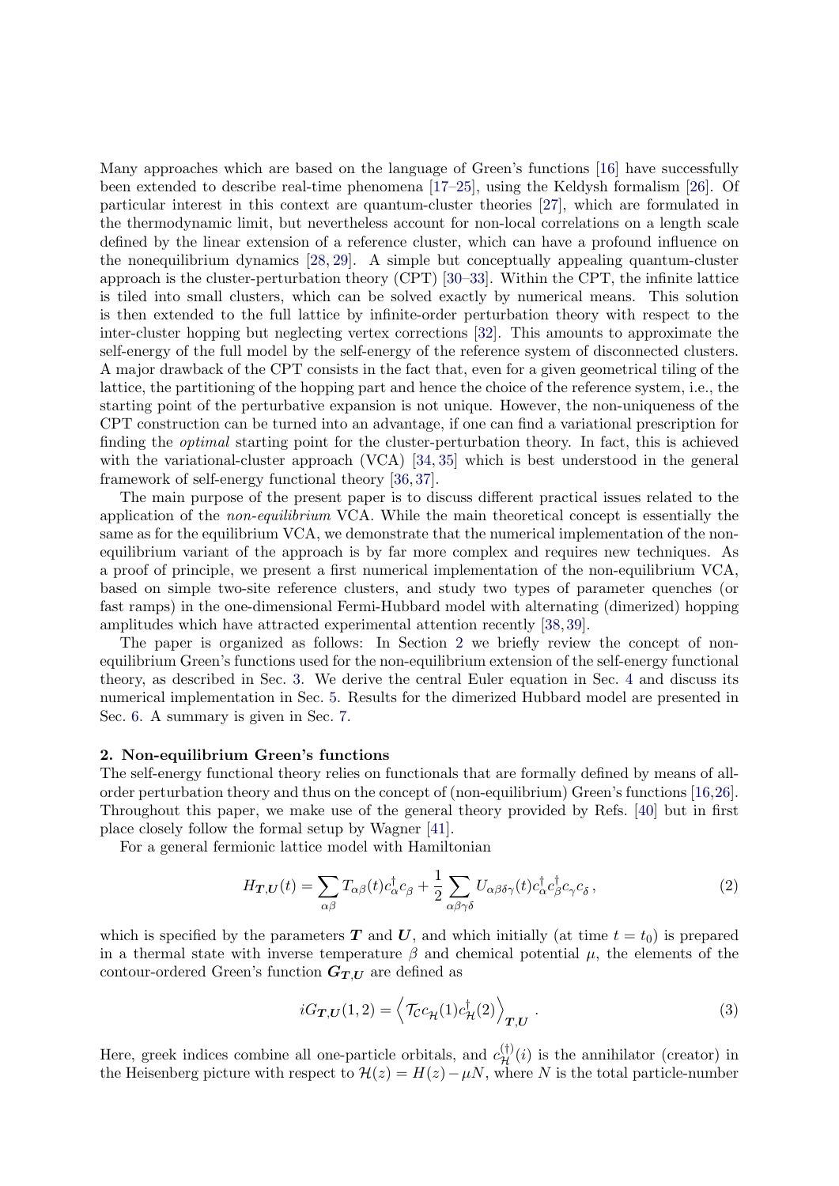Many approaches which are based on the language of Green's functions [16] have successfully been extended to describe real-time phenomena [17–25], using the Keldysh formalism [26]. Of particular interest in this context are quantum-cluster theories [27], which are formulated in the thermodynamic limit, but nevertheless account for non-local correlations on a length scale defined by the linear extension of a reference cluster, which can have a profound influence on the nonequilibrium dynamics [28, 29]. A simple but conceptually appealing quantum-cluster approach is the cluster-perturbation theory (CPT) [30–33]. Within the CPT, the infinite lattice is tiled into small clusters, which can be solved exactly by numerical means. This solution is then extended to the full lattice by infinite-order perturbation theory with respect to the inter-cluster hopping but neglecting vertex corrections [32]. This amounts to approximate the self-energy of the full model by the self-energy of the reference system of disconnected clusters. A major drawback of the CPT consists in the fact that, even for a given geometrical tiling of the lattice, the partitioning of the hopping part and hence the choice of the reference system, i.e., the starting point of the perturbative expansion is not unique. However, the non-uniqueness of the CPT construction can be turned into an advantage, if one can find a variational prescription for finding the *optimal* starting point for the cluster-perturbation theory. In fact, this is achieved with the variational-cluster approach (VCA) [34, 35] which is best understood in the general framework of self-energy functional theory [36, 37].

The main purpose of the present paper is to discuss different practical issues related to the application of the *non-equilibrium* VCA. While the main theoretical concept is essentially the same as for the equilibrium VCA, we demonstrate that the numerical implementation of the non-equilibrium variant of the approach is by far more complex and requires new techniques. As a proof of principle, we present a first numerical implementation of the non-equilibrium VCA, based on simple two-site reference clusters, and study two types of parameter quenches (or fast ramps) in the one-dimensional Fermi-Hubbard model with alternating (dimerized) hopping amplitudes which have attracted experimental attention recently [38, 39].

The paper is organized as follows: In Section 2 we briefly review the concept of non-equilibrium Green's functions used for the non-equilibrium extension of the self-energy functional theory, as described in Sec. 3. We derive the central Euler equation in Sec. 4 and discuss its numerical implementation in Sec. 5. Results for the dimerized Hubbard model are presented in Sec. 6. A summary is given in Sec. 7.

## 2. Non-equilibrium Green's functions

The self-energy functional theory relies on functionals that are formally defined by means of all-order perturbation theory and thus on the concept of (non-equilibrium) Green's functions [16, 26]. Throughout this paper, we make use of the general theory provided by Refs. [40] but in first place closely follow the formal setup by Wagner [41].

For a general fermionic lattice model with Hamiltonian

$$H_{\boldsymbol{T},\boldsymbol{U}}(t) = \sum_{\alpha\beta} T_{\alpha\beta}(t) c_\alpha^\dagger c_\beta + \frac{1}{2} \sum_{\alpha\beta\gamma\delta} U_{\alpha\beta\delta\gamma}(t) c_\alpha^\dagger c_\beta^\dagger c_\gamma c_\delta \,, \tag{2}$$

which is specified by the parameters $\boldsymbol{T}$ and $\boldsymbol{U}$, and which initially (at time $t = t_0$) is prepared in a thermal state with inverse temperature $\beta$ and chemical potential $\mu$, the elements of the contour-ordered Green's function $\boldsymbol{G}_{\boldsymbol{T},\boldsymbol{U}}$ are defined as

$$iG_{\boldsymbol{T},\boldsymbol{U}}(1,2) = \left\langle \mathcal{T}_{\mathcal{C}} c_{\mathcal{H}}(1) c_{\mathcal{H}}^\dagger(2) \right\rangle_{\boldsymbol{T},\boldsymbol{U}} \,. \tag{3}$$

Here, greek indices combine all one-particle orbitals, and $c_{\mathcal{H}}^{(\dagger)}(i)$ is the annihilator (creator) in the Heisenberg picture with respect to $\mathcal{H}(z) = H(z) - \mu N$, where $N$ is the total particle-number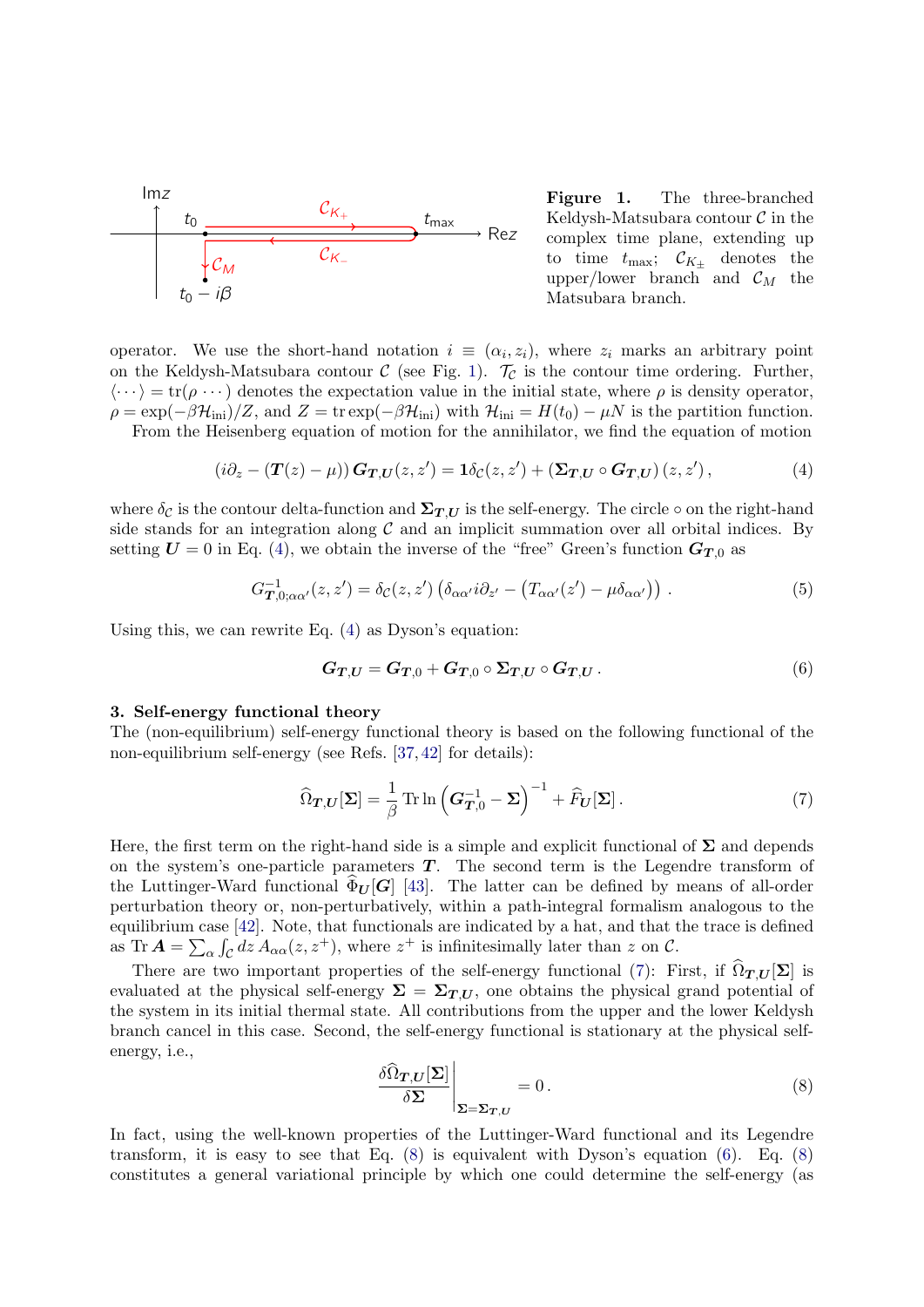**Figure 1.** The three-branched Keldysh-Matsubara contour $\mathcal{C}$ in the complex time plane, extending up to time $t_{\max}$; $\mathcal{C}_{K_\pm}$ denotes the upper/lower branch and $\mathcal{C}_M$ the Matsubara branch.

operator. We use the short-hand notation $i \equiv (\alpha_i, z_i)$, where $z_i$ marks an arbitrary point on the Keldysh-Matsubara contour $\mathcal{C}$ (see Fig. 1). $\mathcal{T}_\mathcal{C}$ is the contour time ordering. Further, $\langle \cdots \rangle = \mathrm{tr}(\rho \cdots)$ denotes the expectation value in the initial state, where $\rho$ is density operator, $\rho = \exp(-\beta \mathcal{H}_{\mathrm{ini}})/Z$, and $Z = \mathrm{tr} \exp(-\beta \mathcal{H}_{\mathrm{ini}})$ with $\mathcal{H}_{\mathrm{ini}} = H(t_0) - \mu N$ is the partition function.

From the Heisenberg equation of motion for the annihilator, we find the equation of motion

$$(i\partial_z - (\boldsymbol{T}(z) - \mu)) \, \boldsymbol{G}_{\boldsymbol{T},\boldsymbol{U}}(z, z') = \mathbf{1}\delta_\mathcal{C}(z, z') + (\boldsymbol{\Sigma}_{\boldsymbol{T},\boldsymbol{U}} \circ \boldsymbol{G}_{\boldsymbol{T},\boldsymbol{U}})\,(z, z')\,, \tag{4}$$

where $\delta_\mathcal{C}$ is the contour delta-function and $\boldsymbol{\Sigma}_{\boldsymbol{T},\boldsymbol{U}}$ is the self-energy. The circle $\circ$ on the right-hand side stands for an integration along $\mathcal{C}$ and an implicit summation over all orbital indices. By setting $\boldsymbol{U} = 0$ in Eq. (4), we obtain the inverse of the "free" Green's function $\boldsymbol{G}_{\boldsymbol{T},0}$ as

$$G^{-1}_{\boldsymbol{T},0;\alpha\alpha'}(z, z') = \delta_\mathcal{C}(z, z') \left(\delta_{\alpha\alpha'} i\partial_{z'} - \left(T_{\alpha\alpha'}(z') - \mu\delta_{\alpha\alpha'}\right)\right) . \tag{5}$$

Using this, we can rewrite Eq. (4) as Dyson's equation:

$$\boldsymbol{G}_{\boldsymbol{T},\boldsymbol{U}} = \boldsymbol{G}_{\boldsymbol{T},0} + \boldsymbol{G}_{\boldsymbol{T},0} \circ \boldsymbol{\Sigma}_{\boldsymbol{T},\boldsymbol{U}} \circ \boldsymbol{G}_{\boldsymbol{T},\boldsymbol{U}}\,. \tag{6}$$

## 3. Self-energy functional theory

The (non-equilibrium) self-energy functional theory is based on the following functional of the non-equilibrium self-energy (see Refs. [37,42] for details):

$$\widehat{\Omega}_{\boldsymbol{T},\boldsymbol{U}}[\boldsymbol{\Sigma}] = \frac{1}{\beta}\,\mathrm{Tr}\ln\left(\boldsymbol{G}^{-1}_{\boldsymbol{T},0} - \boldsymbol{\Sigma}\right)^{-1} + \widehat{F}_{\boldsymbol{U}}[\boldsymbol{\Sigma}]\,. \tag{7}$$

Here, the first term on the right-hand side is a simple and explicit functional of $\boldsymbol{\Sigma}$ and depends on the system's one-particle parameters $\boldsymbol{T}$. The second term is the Legendre transform of the Luttinger-Ward functional $\widehat{\Phi}_{\boldsymbol{U}}[\boldsymbol{G}]$ [43]. The latter can be defined by means of all-order perturbation theory or, non-perturbatively, within a path-integral formalism analogous to the equilibrium case [42]. Note, that functionals are indicated by a hat, and that the trace is defined as $\mathrm{Tr}\,\boldsymbol{A} = \sum_\alpha \int_\mathcal{C} dz\, A_{\alpha\alpha}(z, z^+)$, where $z^+$ is infinitesimally later than $z$ on $\mathcal{C}$.

There are two important properties of the self-energy functional (7): First, if $\widehat{\Omega}_{\boldsymbol{T},\boldsymbol{U}}[\boldsymbol{\Sigma}]$ is evaluated at the physical self-energy $\boldsymbol{\Sigma} = \boldsymbol{\Sigma}_{\boldsymbol{T},\boldsymbol{U}}$, one obtains the physical grand potential of the system in its initial thermal state. All contributions from the upper and the lower Keldysh branch cancel in this case. Second, the self-energy functional is stationary at the physical self-energy, i.e.,

$$\left.\frac{\delta \widehat{\Omega}_{\boldsymbol{T},\boldsymbol{U}}[\boldsymbol{\Sigma}]}{\delta \boldsymbol{\Sigma}}\right|_{\boldsymbol{\Sigma}=\boldsymbol{\Sigma}_{\boldsymbol{T},\boldsymbol{U}}} = 0\,. \tag{8}$$

In fact, using the well-known properties of the Luttinger-Ward functional and its Legendre transform, it is easy to see that Eq. (8) is equivalent with Dyson's equation (6). Eq. (8) constitutes a general variational principle by which one could determine the self-energy (as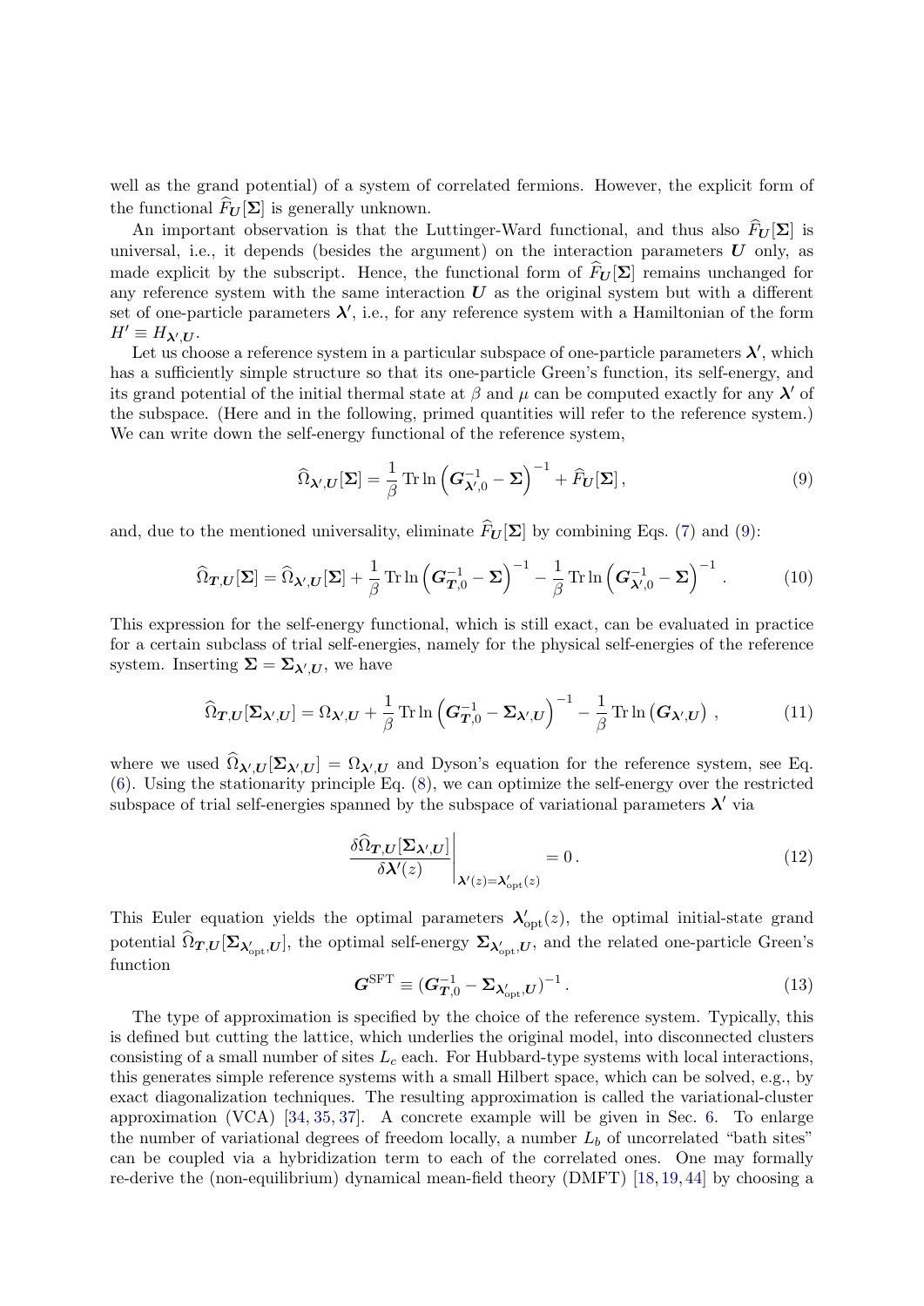well as the grand potential) of a system of correlated fermions. However, the explicit form of the functional $\widehat{F}_{\boldsymbol{U}}[\boldsymbol{\Sigma}]$ is generally unknown.

An important observation is that the Luttinger-Ward functional, and thus also $\widehat{F}_{\boldsymbol{U}}[\boldsymbol{\Sigma}]$ is universal, i.e., it depends (besides the argument) on the interaction parameters $\boldsymbol{U}$ only, as made explicit by the subscript. Hence, the functional form of $\widehat{F}_{\boldsymbol{U}}[\boldsymbol{\Sigma}]$ remains unchanged for any reference system with the same interaction $\boldsymbol{U}$ as the original system but with a different set of one-particle parameters $\boldsymbol{\lambda}'$, i.e., for any reference system with a Hamiltonian of the form $H' \equiv H_{\boldsymbol{\lambda}',\boldsymbol{U}}$.

Let us choose a reference system in a particular subspace of one-particle parameters $\boldsymbol{\lambda}'$, which has a sufficiently simple structure so that its one-particle Green's function, its self-energy, and its grand potential of the initial thermal state at $\beta$ and $\mu$ can be computed exactly for any $\boldsymbol{\lambda}'$ of the subspace. (Here and in the following, primed quantities will refer to the reference system.) We can write down the self-energy functional of the reference system,

$$\widehat{\Omega}_{\boldsymbol{\lambda}',\boldsymbol{U}}[\boldsymbol{\Sigma}] = \frac{1}{\beta}\,\mathrm{Tr}\ln\left(\boldsymbol{G}^{-1}_{\boldsymbol{\lambda}',0} - \boldsymbol{\Sigma}\right)^{-1} + \widehat{F}_{\boldsymbol{U}}[\boldsymbol{\Sigma}]\,, \tag{9}$$

and, due to the mentioned universality, eliminate $\widehat{F}_{\boldsymbol{U}}[\boldsymbol{\Sigma}]$ by combining Eqs. (7) and (9):

$$\widehat{\Omega}_{\boldsymbol{T},\boldsymbol{U}}[\boldsymbol{\Sigma}] = \widehat{\Omega}_{\boldsymbol{\lambda}',\boldsymbol{U}}[\boldsymbol{\Sigma}] + \frac{1}{\beta}\,\mathrm{Tr}\ln\left(\boldsymbol{G}^{-1}_{\boldsymbol{T},0} - \boldsymbol{\Sigma}\right)^{-1} - \frac{1}{\beta}\,\mathrm{Tr}\ln\left(\boldsymbol{G}^{-1}_{\boldsymbol{\lambda}',0} - \boldsymbol{\Sigma}\right)^{-1}. \tag{10}$$

This expression for the self-energy functional, which is still exact, can be evaluated in practice for a certain subclass of trial self-energies, namely for the physical self-energies of the reference system. Inserting $\boldsymbol{\Sigma} = \boldsymbol{\Sigma}_{\boldsymbol{\lambda}',\boldsymbol{U}}$, we have

$$\widehat{\Omega}_{\boldsymbol{T},\boldsymbol{U}}[\boldsymbol{\Sigma}_{\boldsymbol{\lambda}',\boldsymbol{U}}] = \Omega_{\boldsymbol{\lambda}',\boldsymbol{U}} + \frac{1}{\beta}\,\mathrm{Tr}\ln\left(\boldsymbol{G}^{-1}_{\boldsymbol{T},0} - \boldsymbol{\Sigma}_{\boldsymbol{\lambda}',\boldsymbol{U}}\right)^{-1} - \frac{1}{\beta}\,\mathrm{Tr}\ln\left(\boldsymbol{G}_{\boldsymbol{\lambda}',\boldsymbol{U}}\right), \tag{11}$$

where we used $\widehat{\Omega}_{\boldsymbol{\lambda}',\boldsymbol{U}}[\boldsymbol{\Sigma}_{\boldsymbol{\lambda}',\boldsymbol{U}}] = \Omega_{\boldsymbol{\lambda}',\boldsymbol{U}}$ and Dyson's equation for the reference system, see Eq. (6). Using the stationarity principle Eq. (8), we can optimize the self-energy over the restricted subspace of trial self-energies spanned by the subspace of variational parameters $\boldsymbol{\lambda}'$ via

$$\left.\frac{\delta\widehat{\Omega}_{\boldsymbol{T},\boldsymbol{U}}[\boldsymbol{\Sigma}_{\boldsymbol{\lambda}',\boldsymbol{U}}]}{\delta\boldsymbol{\lambda}'(z)}\right|_{\boldsymbol{\lambda}'(z)=\boldsymbol{\lambda}'_{\mathrm{opt}}(z)} = 0\,. \tag{12}$$

This Euler equation yields the optimal parameters $\boldsymbol{\lambda}'_{\mathrm{opt}}(z)$, the optimal initial-state grand potential $\widehat{\Omega}_{\boldsymbol{T},\boldsymbol{U}}[\boldsymbol{\Sigma}_{\boldsymbol{\lambda}'_{\mathrm{opt}},\boldsymbol{U}}]$, the optimal self-energy $\boldsymbol{\Sigma}_{\boldsymbol{\lambda}'_{\mathrm{opt}},\boldsymbol{U}}$, and the related one-particle Green's function

$$\boldsymbol{G}^{\mathrm{SFT}} \equiv (\boldsymbol{G}^{-1}_{\boldsymbol{T},0} - \boldsymbol{\Sigma}_{\boldsymbol{\lambda}'_{\mathrm{opt}},\boldsymbol{U}})^{-1}\,. \tag{13}$$

The type of approximation is specified by the choice of the reference system. Typically, this is defined but cutting the lattice, which underlies the original model, into disconnected clusters consisting of a small number of sites $L_c$ each. For Hubbard-type systems with local interactions, this generates simple reference systems with a small Hilbert space, which can be solved, e.g., by exact diagonalization techniques. The resulting approximation is called the variational-cluster approximation (VCA) [34, 35, 37]. A concrete example will be given in Sec. 6. To enlarge the number of variational degrees of freedom locally, a number $L_b$ of uncorrelated "bath sites" can be coupled via a hybridization term to each of the correlated ones. One may formally re-derive the (non-equilibrium) dynamical mean-field theory (DMFT) [18, 19, 44] by choosing a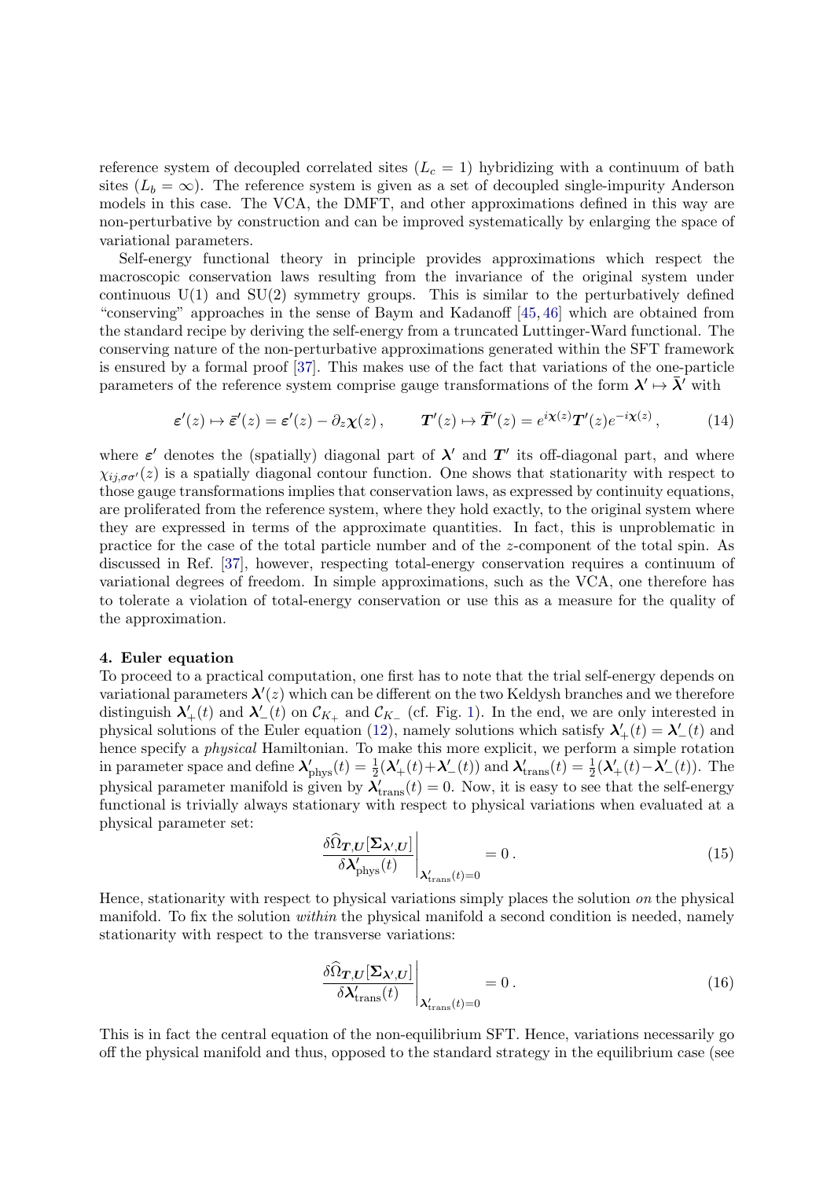reference system of decoupled correlated sites ($L_c = 1$) hybridizing with a continuum of bath sites ($L_b = \infty$). The reference system is given as a set of decoupled single-impurity Anderson models in this case. The VCA, the DMFT, and other approximations defined in this way are non-perturbative by construction and can be improved systematically by enlarging the space of variational parameters.

Self-energy functional theory in principle provides approximations which respect the macroscopic conservation laws resulting from the invariance of the original system under continuous U(1) and SU(2) symmetry groups. This is similar to the perturbatively defined "conserving" approaches in the sense of Baym and Kadanoff [45, 46] which are obtained from the standard recipe by deriving the self-energy from a truncated Luttinger-Ward functional. The conserving nature of the non-perturbative approximations generated within the SFT framework is ensured by a formal proof [37]. This makes use of the fact that variations of the one-particle parameters of the reference system comprise gauge transformations of the form $\boldsymbol{\lambda}' \mapsto \bar{\boldsymbol{\lambda}}'$ with

$$\boldsymbol{\varepsilon}'(z) \mapsto \bar{\boldsymbol{\varepsilon}}'(z) = \boldsymbol{\varepsilon}'(z) - \partial_z \boldsymbol{\chi}(z) \, , \qquad \boldsymbol{T}'(z) \mapsto \bar{\boldsymbol{T}}'(z) = e^{i\boldsymbol{\chi}(z)} \boldsymbol{T}'(z) e^{-i\boldsymbol{\chi}(z)} \, , \tag{14}$$

where $\boldsymbol{\varepsilon}'$ denotes the (spatially) diagonal part of $\boldsymbol{\lambda}'$ and $\boldsymbol{T}'$ its off-diagonal part, and where $\chi_{ij,\sigma\sigma'}(z)$ is a spatially diagonal contour function. One shows that stationarity with respect to those gauge transformations implies that conservation laws, as expressed by continuity equations, are proliferated from the reference system, where they hold exactly, to the original system where they are expressed in terms of the approximate quantities. In fact, this is unproblematic in practice for the case of the total particle number and of the $z$-component of the total spin. As discussed in Ref. [37], however, respecting total-energy conservation requires a continuum of variational degrees of freedom. In simple approximations, such as the VCA, one therefore has to tolerate a violation of total-energy conservation or use this as a measure for the quality of the approximation.

### 4. Euler equation

To proceed to a practical computation, one first has to note that the trial self-energy depends on variational parameters $\boldsymbol{\lambda}'(z)$ which can be different on the two Keldysh branches and we therefore distinguish $\boldsymbol{\lambda}'_+(t)$ and $\boldsymbol{\lambda}'_-(t)$ on $\mathcal{C}_{K_+}$ and $\mathcal{C}_{K_-}$ (cf. Fig. 1). In the end, we are only interested in physical solutions of the Euler equation (12), namely solutions which satisfy $\boldsymbol{\lambda}'_+(t) = \boldsymbol{\lambda}'_-(t)$ and hence specify a *physical* Hamiltonian. To make this more explicit, we perform a simple rotation in parameter space and define $\boldsymbol{\lambda}'_{\rm phys}(t) = \frac{1}{2}(\boldsymbol{\lambda}'_+(t) + \boldsymbol{\lambda}'_-(t))$ and $\boldsymbol{\lambda}'_{\rm trans}(t) = \frac{1}{2}(\boldsymbol{\lambda}'_+(t) - \boldsymbol{\lambda}'_-(t))$. The physical parameter manifold is given by $\boldsymbol{\lambda}'_{\rm trans}(t) = 0$. Now, it is easy to see that the self-energy functional is trivially always stationary with respect to physical variations when evaluated at a physical parameter set:

$$\left. \frac{\delta \widehat{\Omega}_{\boldsymbol{T},\boldsymbol{U}}[\boldsymbol{\Sigma}_{\boldsymbol{\lambda}',\boldsymbol{U}}]}{\delta \boldsymbol{\lambda}'_{\rm phys}(t)} \right|_{\boldsymbol{\lambda}'_{\rm trans}(t)=0} = 0 \, . \tag{15}$$

Hence, stationarity with respect to physical variations simply places the solution *on* the physical manifold. To fix the solution *within* the physical manifold a second condition is needed, namely stationarity with respect to the transverse variations:

$$\left. \frac{\delta \widehat{\Omega}_{\boldsymbol{T},\boldsymbol{U}}[\boldsymbol{\Sigma}_{\boldsymbol{\lambda}',\boldsymbol{U}}]}{\delta \boldsymbol{\lambda}'_{\rm trans}(t)} \right|_{\boldsymbol{\lambda}'_{\rm trans}(t)=0} = 0 \, . \tag{16}$$

This is in fact the central equation of the non-equilibrium SFT. Hence, variations necessarily go off the physical manifold and thus, opposed to the standard strategy in the equilibrium case (see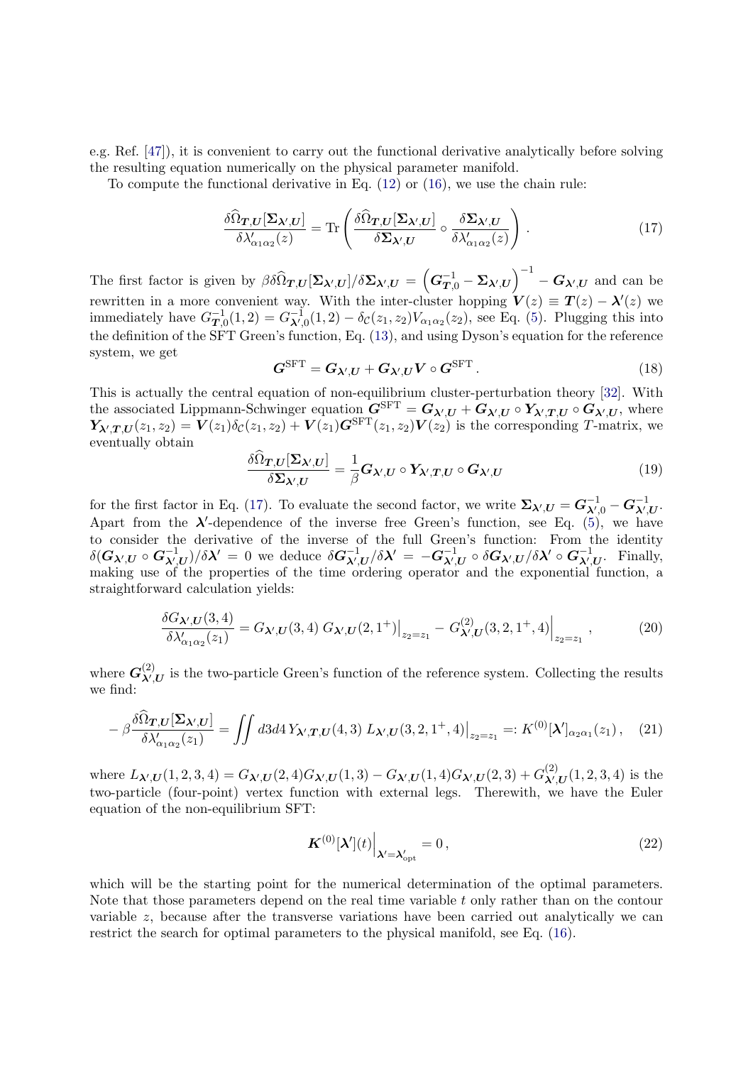e.g. Ref. [47]), it is convenient to carry out the functional derivative analytically before solving the resulting equation numerically on the physical parameter manifold.

To compute the functional derivative in Eq. (12) or (16), we use the chain rule:

$$\frac{\delta \widehat{\Omega}_{\boldsymbol{T},\boldsymbol{U}}[\boldsymbol{\Sigma}_{\boldsymbol{\lambda}',\boldsymbol{U}}]}{\delta \lambda'_{\alpha_1\alpha_2}(z)} = \mathrm{Tr}\left( \frac{\delta \widehat{\Omega}_{\boldsymbol{T},\boldsymbol{U}}[\boldsymbol{\Sigma}_{\boldsymbol{\lambda}',\boldsymbol{U}}]}{\delta \boldsymbol{\Sigma}_{\boldsymbol{\lambda}',\boldsymbol{U}}} \circ \frac{\delta \boldsymbol{\Sigma}_{\boldsymbol{\lambda}',\boldsymbol{U}}}{\delta \lambda'_{\alpha_1\alpha_2}(z)} \right) . \tag{17}$$

The first factor is given by $\beta\delta\widehat{\Omega}_{\boldsymbol{T},\boldsymbol{U}}[\boldsymbol{\Sigma}_{\boldsymbol{\lambda}',\boldsymbol{U}}]/\delta\boldsymbol{\Sigma}_{\boldsymbol{\lambda}',\boldsymbol{U}} = \left(\boldsymbol{G}_{\boldsymbol{T},0}^{-1} - \boldsymbol{\Sigma}_{\boldsymbol{\lambda}',\boldsymbol{U}}\right)^{-1} - \boldsymbol{G}_{\boldsymbol{\lambda}',\boldsymbol{U}}$ and can be rewritten in a more convenient way. With the inter-cluster hopping $\boldsymbol{V}(z) \equiv \boldsymbol{T}(z) - \boldsymbol{\lambda}'(z)$ we immediately have $G_{\boldsymbol{T},0}^{-1}(1,2) = G_{\boldsymbol{\lambda}',0}^{-1}(1,2) - \delta_{\mathcal{C}}(z_1,z_2)V_{\alpha_1\alpha_2}(z_2)$, see Eq. (5). Plugging this into the definition of the SFT Green's function, Eq. (13), and using Dyson's equation for the reference system, we get

$$\boldsymbol{G}^{\mathrm{SFT}} = \boldsymbol{G}_{\boldsymbol{\lambda}',\boldsymbol{U}} + \boldsymbol{G}_{\boldsymbol{\lambda}',\boldsymbol{U}}\boldsymbol{V} \circ \boldsymbol{G}^{\mathrm{SFT}} . \tag{18}$$

This is actually the central equation of non-equilibrium cluster-perturbation theory [32]. With the associated Lippmann-Schwinger equation $\boldsymbol{G}^{\mathrm{SFT}} = \boldsymbol{G}_{\boldsymbol{\lambda}',\boldsymbol{U}} + \boldsymbol{G}_{\boldsymbol{\lambda}',\boldsymbol{U}} \circ \boldsymbol{Y}_{\boldsymbol{\lambda}',\boldsymbol{T},\boldsymbol{U}} \circ \boldsymbol{G}_{\boldsymbol{\lambda}',\boldsymbol{U}}$, where $\boldsymbol{Y}_{\boldsymbol{\lambda}',\boldsymbol{T},\boldsymbol{U}}(z_1,z_2) = \boldsymbol{V}(z_1)\delta_{\mathcal{C}}(z_1,z_2) + \boldsymbol{V}(z_1)\boldsymbol{G}^{\mathrm{SFT}}(z_1,z_2)\boldsymbol{V}(z_2)$ is the corresponding $T$-matrix, we eventually obtain

$$\frac{\delta \widehat{\Omega}_{\boldsymbol{T},\boldsymbol{U}}[\boldsymbol{\Sigma}_{\boldsymbol{\lambda}',\boldsymbol{U}}]}{\delta \boldsymbol{\Sigma}_{\boldsymbol{\lambda}',\boldsymbol{U}}} = \frac{1}{\beta} \boldsymbol{G}_{\boldsymbol{\lambda}',\boldsymbol{U}} \circ \boldsymbol{Y}_{\boldsymbol{\lambda}',\boldsymbol{T},\boldsymbol{U}} \circ \boldsymbol{G}_{\boldsymbol{\lambda}',\boldsymbol{U}} \tag{19}$$

for the first factor in Eq. (17). To evaluate the second factor, we write $\boldsymbol{\Sigma}_{\boldsymbol{\lambda}',\boldsymbol{U}} = \boldsymbol{G}_{\boldsymbol{\lambda}',0}^{-1} - \boldsymbol{G}_{\boldsymbol{\lambda}',\boldsymbol{U}}^{-1}$. Apart from the $\boldsymbol{\lambda}'$-dependence of the inverse free Green's function, see Eq. (5), we have to consider the derivative of the inverse of the full Green's function: From the identity $\delta(\boldsymbol{G}_{\boldsymbol{\lambda}',\boldsymbol{U}} \circ \boldsymbol{G}_{\boldsymbol{\lambda}',\boldsymbol{U}}^{-1})/\delta\boldsymbol{\lambda}' = 0$ we deduce $\delta\boldsymbol{G}_{\boldsymbol{\lambda}',\boldsymbol{U}}^{-1}/\delta\boldsymbol{\lambda}' = -\boldsymbol{G}_{\boldsymbol{\lambda}',\boldsymbol{U}}^{-1} \circ \delta\boldsymbol{G}_{\boldsymbol{\lambda}',\boldsymbol{U}}/\delta\boldsymbol{\lambda}' \circ \boldsymbol{G}_{\boldsymbol{\lambda}',\boldsymbol{U}}^{-1}$. Finally, making use of the properties of the time ordering operator and the exponential function, a straightforward calculation yields:

$$\frac{\delta G_{\boldsymbol{\lambda}',\boldsymbol{U}}(3,4)}{\delta \lambda'_{\alpha_1\alpha_2}(z_1)} = G_{\boldsymbol{\lambda}',\boldsymbol{U}}(3,4)\, G_{\boldsymbol{\lambda}',\boldsymbol{U}}(2,1^+)\big|_{z_2=z_1} - G^{(2)}_{\boldsymbol{\lambda}',\boldsymbol{U}}(3,2,1^+,4)\Big|_{z_2=z_1} , \tag{20}$$

where $\boldsymbol{G}^{(2)}_{\boldsymbol{\lambda}',\boldsymbol{U}}$ is the two-particle Green's function of the reference system. Collecting the results we find:

$$-\beta \frac{\delta \widehat{\Omega}_{\boldsymbol{T},\boldsymbol{U}}[\boldsymbol{\Sigma}_{\boldsymbol{\lambda}',\boldsymbol{U}}]}{\delta \lambda'_{\alpha_1\alpha_2}(z_1)} = \iint d3d4\, Y_{\boldsymbol{\lambda}',\boldsymbol{T},\boldsymbol{U}}(4,3)\; L_{\boldsymbol{\lambda}',\boldsymbol{U}}(3,2,1^+,4)\big|_{z_2=z_1} =: K^{(0)}[\boldsymbol{\lambda}']_{\alpha_2\alpha_1}(z_1) , \tag{21}$$

where $L_{\boldsymbol{\lambda}',\boldsymbol{U}}(1,2,3,4) = G_{\boldsymbol{\lambda}',\boldsymbol{U}}(2,4)G_{\boldsymbol{\lambda}',\boldsymbol{U}}(1,3) - G_{\boldsymbol{\lambda}',\boldsymbol{U}}(1,4)G_{\boldsymbol{\lambda}',\boldsymbol{U}}(2,3) + G^{(2)}_{\boldsymbol{\lambda}',\boldsymbol{U}}(1,2,3,4)$ is the two-particle (four-point) vertex function with external legs. Therewith, we have the Euler equation of the non-equilibrium SFT:

$$\boldsymbol{K}^{(0)}[\boldsymbol{\lambda}'](t)\Big|_{\boldsymbol{\lambda}'=\boldsymbol{\lambda}'_{\mathrm{opt}}} = 0 , \tag{22}$$

which will be the starting point for the numerical determination of the optimal parameters. Note that those parameters depend on the real time variable $t$ only rather than on the contour variable $z$, because after the transverse variations have been carried out analytically we can restrict the search for optimal parameters to the physical manifold, see Eq. (16).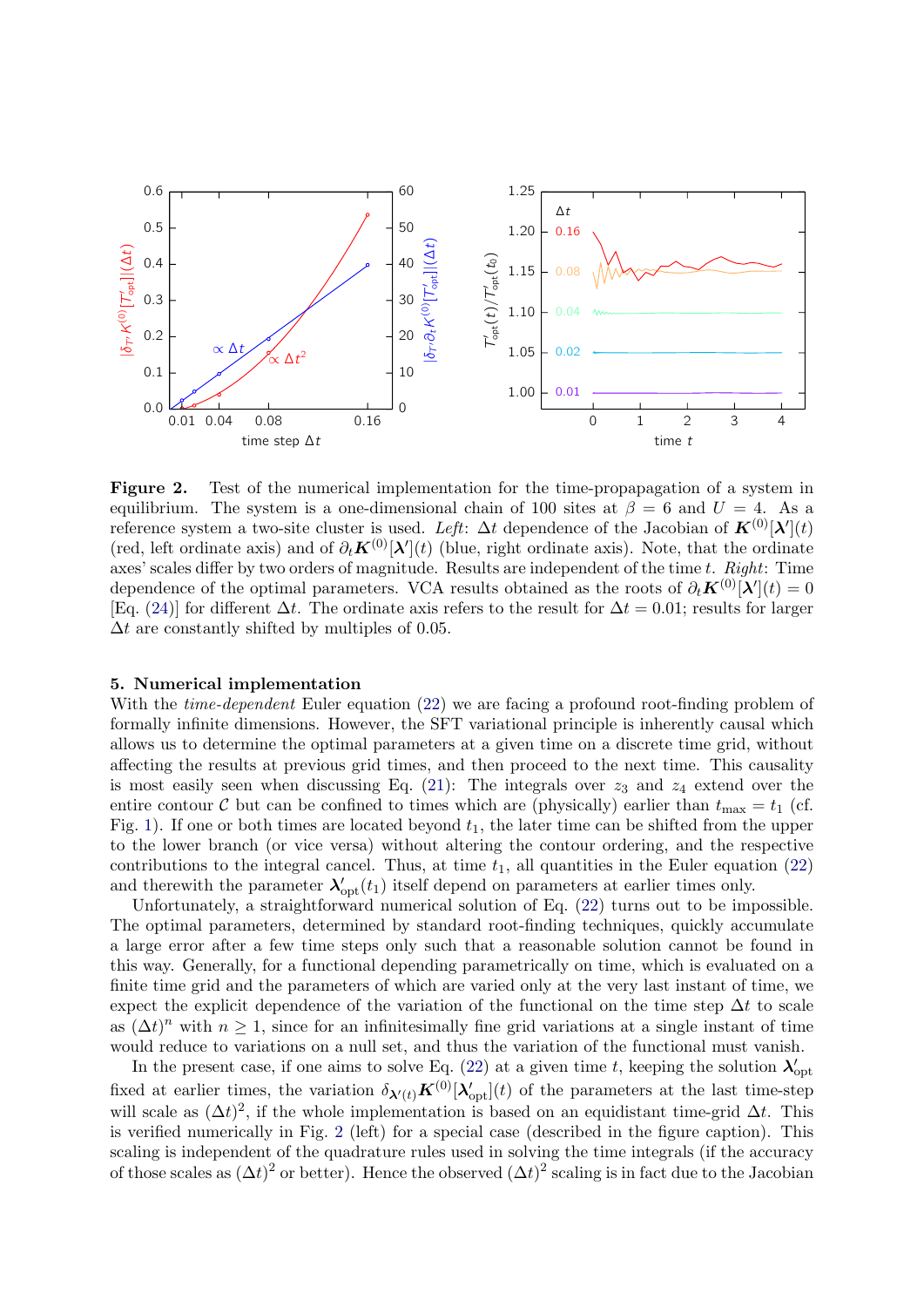**Figure 2.** Test of the numerical implementation for the time-propapagation of a system in equilibrium. The system is a one-dimensional chain of 100 sites at $\beta = 6$ and $U = 4$. As a reference system a two-site cluster is used. *Left*: $\Delta t$ dependence of the Jacobian of $\boldsymbol{K}^{(0)}[\boldsymbol{\lambda}'](t)$ (red, left ordinate axis) and of $\partial_t \boldsymbol{K}^{(0)}[\boldsymbol{\lambda}'](t)$ (blue, right ordinate axis). Note, that the ordinate axes' scales differ by two orders of magnitude. Results are independent of the time $t$. *Right*: Time dependence of the optimal parameters. VCA results obtained as the roots of $\partial_t \boldsymbol{K}^{(0)}[\boldsymbol{\lambda}'](t) = 0$ [Eq. (24)] for different $\Delta t$. The ordinate axis refers to the result for $\Delta t = 0.01$; results for larger $\Delta t$ are constantly shifted by multiples of 0.05.

## 5. Numerical implementation

With the *time-dependent* Euler equation (22) we are facing a profound root-finding problem of formally infinite dimensions. However, the SFT variational principle is inherently causal which allows us to determine the optimal parameters at a given time on a discrete time grid, without affecting the results at previous grid times, and then proceed to the next time. This causality is most easily seen when discussing Eq. (21): The integrals over $z_3$ and $z_4$ extend over the entire contour $\mathcal{C}$ but can be confined to times which are (physically) earlier than $t_{\max} = t_1$ (cf. Fig. 1). If one or both times are located beyond $t_1$, the later time can be shifted from the upper to the lower branch (or vice versa) without altering the contour ordering, and the respective contributions to the integral cancel. Thus, at time $t_1$, all quantities in the Euler equation (22) and therewith the parameter $\boldsymbol{\lambda}'_{\text{opt}}(t_1)$ itself depend on parameters at earlier times only.

Unfortunately, a straightforward numerical solution of Eq. (22) turns out to be impossible. The optimal parameters, determined by standard root-finding techniques, quickly accumulate a large error after a few time steps only such that a reasonable solution cannot be found in this way. Generally, for a functional depending parametrically on time, which is evaluated on a finite time grid and the parameters of which are varied only at the very last instant of time, we expect the explicit dependence of the variation of the functional on the time step $\Delta t$ to scale as $(\Delta t)^n$ with $n \geq 1$, since for an infinitesimally fine grid variations at a single instant of time would reduce to variations on a null set, and thus the variation of the functional must vanish.

In the present case, if one aims to solve Eq. (22) at a given time $t$, keeping the solution $\boldsymbol{\lambda}'_{\text{opt}}$ fixed at earlier times, the variation $\delta_{\boldsymbol{\lambda}'(t)} \boldsymbol{K}^{(0)}[\boldsymbol{\lambda}'_{\text{opt}}](t)$ of the parameters at the last time-step will scale as $(\Delta t)^2$, if the whole implementation is based on an equidistant time-grid $\Delta t$. This is verified numerically in Fig. 2 (left) for a special case (described in the figure caption). This scaling is independent of the quadrature rules used in solving the time integrals (if the accuracy of those scales as $(\Delta t)^2$ or better). Hence the observed $(\Delta t)^2$ scaling is in fact due to the Jacobian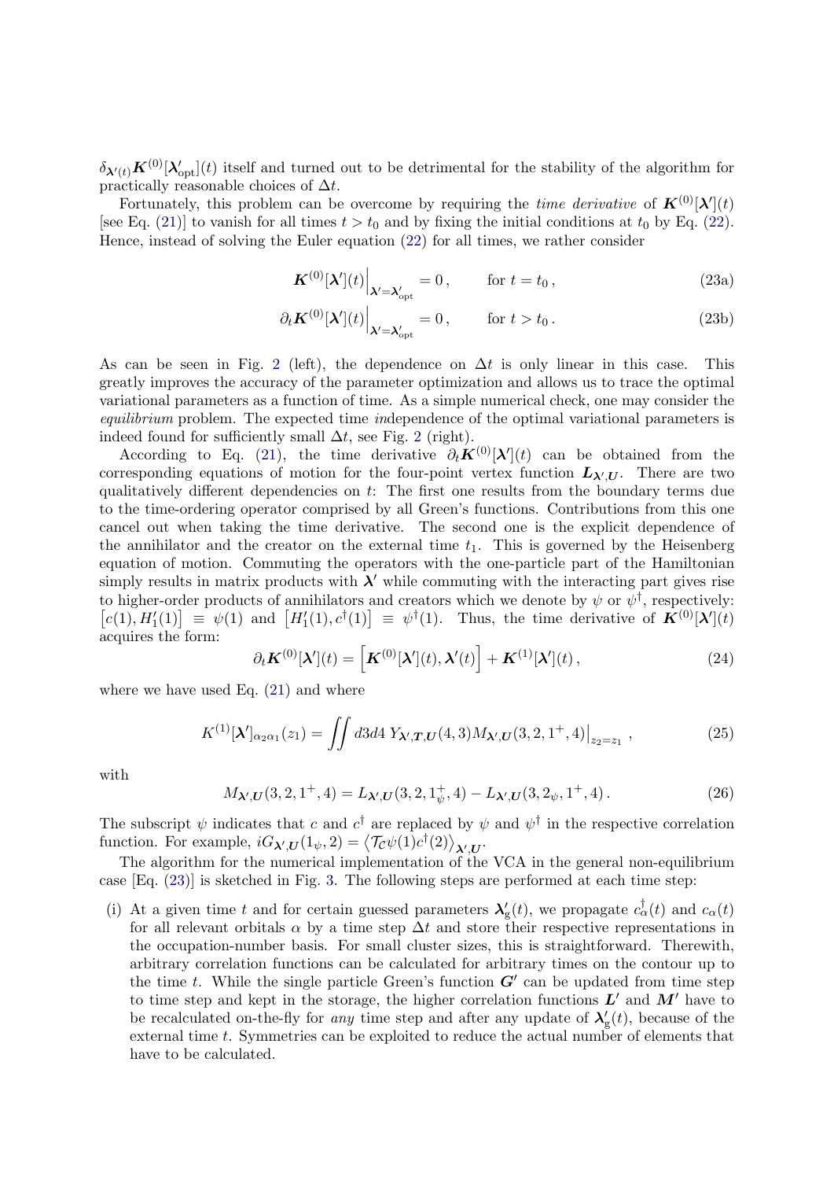$\delta_{\boldsymbol{\lambda}'(t)} \boldsymbol{K}^{(0)}[\boldsymbol{\lambda}'_{\mathrm{opt}}](t)$ itself and turned out to be detrimental for the stability of the algorithm for practically reasonable choices of $\Delta t$.

Fortunately, this problem can be overcome by requiring the *time derivative* of $\boldsymbol{K}^{(0)}[\boldsymbol{\lambda}'](t)$ [see Eq. (21)] to vanish for all times $t > t_0$ and by fixing the initial conditions at $t_0$ by Eq. (22). Hence, instead of solving the Euler equation (22) for all times, we rather consider

$$\boldsymbol{K}^{(0)}[\boldsymbol{\lambda}'](t)\Big|_{\boldsymbol{\lambda}'=\boldsymbol{\lambda}'_{\mathrm{opt}}} = 0\,, \qquad \text{for } t = t_0\,, \tag{23a}$$

$$\partial_t \boldsymbol{K}^{(0)}[\boldsymbol{\lambda}'](t)\Big|_{\boldsymbol{\lambda}'=\boldsymbol{\lambda}'_{\mathrm{opt}}} = 0\,, \qquad \text{for } t > t_0\,. \tag{23b}$$

As can be seen in Fig. 2 (left), the dependence on $\Delta t$ is only linear in this case. This greatly improves the accuracy of the parameter optimization and allows us to trace the optimal variational parameters as a function of time. As a simple numerical check, one may consider the *equilibrium* problem. The expected time *in*dependence of the optimal variational parameters is indeed found for sufficiently small $\Delta t$, see Fig. 2 (right).

According to Eq. (21), the time derivative $\partial_t \boldsymbol{K}^{(0)}[\boldsymbol{\lambda}'](t)$ can be obtained from the corresponding equations of motion for the four-point vertex function $\boldsymbol{L}_{\boldsymbol{\lambda}',\boldsymbol{U}}$. There are two qualitatively different dependencies on $t$: The first one results from the boundary terms due to the time-ordering operator comprised by all Green's functions. Contributions from this one cancel out when taking the time derivative. The second one is the explicit dependence of the annihilator and the creator on the external time $t_1$. This is governed by the Heisenberg equation of motion. Commuting the operators with the one-particle part of the Hamiltonian simply results in matrix products with $\boldsymbol{\lambda}'$ while commuting with the interacting part gives rise to higher-order products of annihilators and creators which we denote by $\psi$ or $\psi^\dagger$, respectively: $\left[c(1), H'_1(1)\right] \equiv \psi(1)$ and $\left[H'_1(1), c^\dagger(1)\right] \equiv \psi^\dagger(1)$. Thus, the time derivative of $\boldsymbol{K}^{(0)}[\boldsymbol{\lambda}'](t)$ acquires the form:

$$\partial_t \boldsymbol{K}^{(0)}[\boldsymbol{\lambda}'](t) = \left[\boldsymbol{K}^{(0)}[\boldsymbol{\lambda}'](t), \boldsymbol{\lambda}'(t)\right] + \boldsymbol{K}^{(1)}[\boldsymbol{\lambda}'](t)\,, \tag{24}$$

where we have used Eq. (21) and where

$$K^{(1)}[\boldsymbol{\lambda}']_{\alpha_2\alpha_1}(z_1) = \iint d3d4\; Y_{\boldsymbol{\lambda}',\boldsymbol{T},\boldsymbol{U}}(4,3) M_{\boldsymbol{\lambda}',\boldsymbol{U}}(3,2,1^+,4)\big|_{z_2=z_1}\,, \tag{25}$$

with

$$M_{\boldsymbol{\lambda}',\boldsymbol{U}}(3,2,1^+,4) = L_{\boldsymbol{\lambda}',\boldsymbol{U}}(3,2,1^+_\psi,4) - L_{\boldsymbol{\lambda}',\boldsymbol{U}}(3,2_\psi,1^+,4)\,. \tag{26}$$

The subscript $\psi$ indicates that $c$ and $c^\dagger$ are replaced by $\psi$ and $\psi^\dagger$ in the respective correlation function. For example, $iG_{\boldsymbol{\lambda}',\boldsymbol{U}}(1_\psi,2) = \left\langle \mathcal{T}_{\mathcal{C}} \psi(1) c^\dagger(2) \right\rangle_{\boldsymbol{\lambda}',\boldsymbol{U}}$.

The algorithm for the numerical implementation of the VCA in the general non-equilibrium case [Eq. (23)] is sketched in Fig. 3. The following steps are performed at each time step:

(i) At a given time $t$ and for certain guessed parameters $\boldsymbol{\lambda}'_{\mathrm{g}}(t)$, we propagate $c^\dagger_\alpha(t)$ and $c_\alpha(t)$ for all relevant orbitals $\alpha$ by a time step $\Delta t$ and store their respective representations in the occupation-number basis. For small cluster sizes, this is straightforward. Therewith, arbitrary correlation functions can be calculated for arbitrary times on the contour up to the time $t$. While the single particle Green's function $\boldsymbol{G}'$ can be updated from time step to time step and kept in the storage, the higher correlation functions $\boldsymbol{L}'$ and $\boldsymbol{M}'$ have to be recalculated on-the-fly for *any* time step and after any update of $\boldsymbol{\lambda}'_{\mathrm{g}}(t)$, because of the external time $t$. Symmetries can be exploited to reduce the actual number of elements that have to be calculated.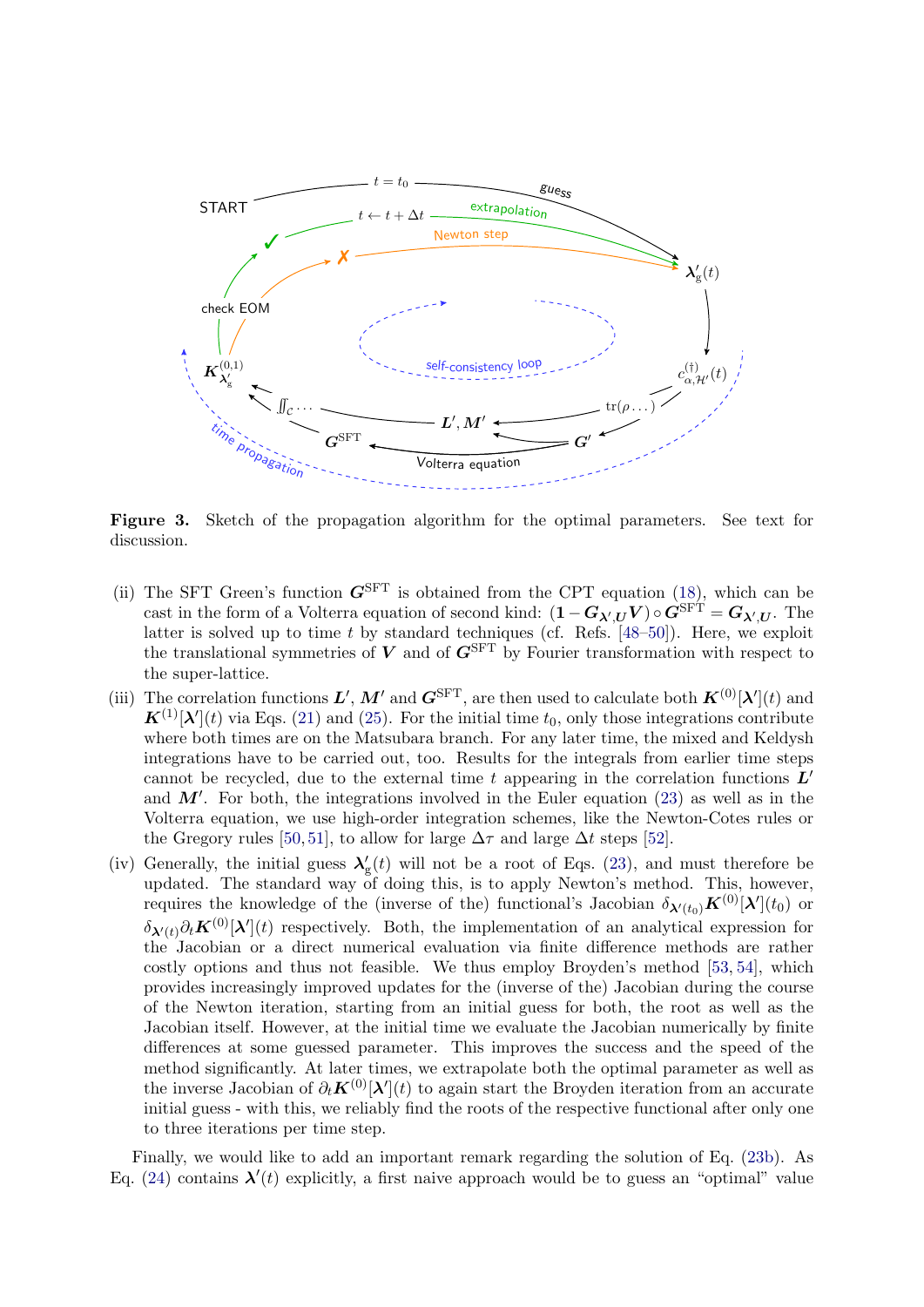**Figure 3.** Sketch of the propagation algorithm for the optimal parameters. See text for discussion.

(ii) The SFT Green's function $\boldsymbol{G}^{\mathrm{SFT}}$ is obtained from the CPT equation (18), which can be cast in the form of a Volterra equation of second kind: $(\mathbf{1} - \boldsymbol{G}_{\boldsymbol{\lambda}',\boldsymbol{U}}\boldsymbol{V}) \circ \boldsymbol{G}^{\mathrm{SFT}} = \boldsymbol{G}_{\boldsymbol{\lambda}',\boldsymbol{U}}$. The latter is solved up to time $t$ by standard techniques (cf. Refs. [48–50]). Here, we exploit the translational symmetries of $\boldsymbol{V}$ and of $\boldsymbol{G}^{\mathrm{SFT}}$ by Fourier transformation with respect to the super-lattice.

(iii) The correlation functions $\boldsymbol{L}'$, $\boldsymbol{M}'$ and $\boldsymbol{G}^{\mathrm{SFT}}$, are then used to calculate both $\boldsymbol{K}^{(0)}[\boldsymbol{\lambda}'](t)$ and $\boldsymbol{K}^{(1)}[\boldsymbol{\lambda}'](t)$ via Eqs. (21) and (25). For the initial time $t_0$, only those integrations contribute where both times are on the Matsubara branch. For any later time, the mixed and Keldysh integrations have to be carried out, too. Results for the integrals from earlier time steps cannot be recycled, due to the external time $t$ appearing in the correlation functions $\boldsymbol{L}'$ and $\boldsymbol{M}'$. For both, the integrations involved in the Euler equation (23) as well as in the Volterra equation, we use high-order integration schemes, like the Newton-Cotes rules or the Gregory rules [50, 51], to allow for large $\Delta\tau$ and large $\Delta t$ steps [52].

(iv) Generally, the initial guess $\boldsymbol{\lambda}'_{\mathrm{g}}(t)$ will not be a root of Eqs. (23), and must therefore be updated. The standard way of doing this, is to apply Newton's method. This, however, requires the knowledge of the (inverse of the) functional's Jacobian $\delta_{\boldsymbol{\lambda}'(t_0)}\boldsymbol{K}^{(0)}[\boldsymbol{\lambda}'](t_0)$ or $\delta_{\boldsymbol{\lambda}'(t)}\partial_t\boldsymbol{K}^{(0)}[\boldsymbol{\lambda}'](t)$ respectively. Both, the implementation of an analytical expression for the Jacobian or a direct numerical evaluation via finite difference methods are rather costly options and thus not feasible. We thus employ Broyden's method [53, 54], which provides increasingly improved updates for the (inverse of the) Jacobian during the course of the Newton iteration, starting from an initial guess for both, the root as well as the Jacobian itself. However, at the initial time we evaluate the Jacobian numerically by finite differences at some guessed parameter. This improves the success and the speed of the method significantly. At later times, we extrapolate both the optimal parameter as well as the inverse Jacobian of $\partial_t\boldsymbol{K}^{(0)}[\boldsymbol{\lambda}'](t)$ to again start the Broyden iteration from an accurate initial guess - with this, we reliably find the roots of the respective functional after only one to three iterations per time step.

Finally, we would like to add an important remark regarding the solution of Eq. (23b). As Eq. (24) contains $\boldsymbol{\lambda}'(t)$ explicitly, a first naive approach would be to guess an "optimal" value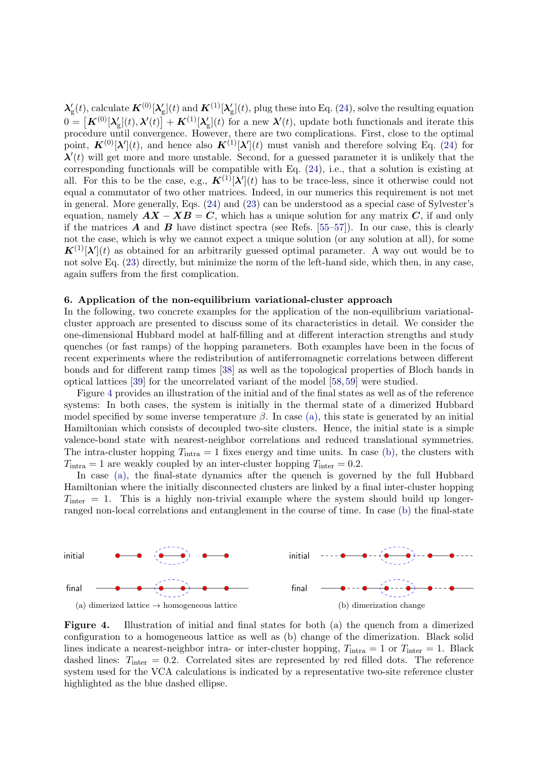$\boldsymbol{\lambda}'_{\rm g}(t)$, calculate $\boldsymbol{K}^{(0)}[\boldsymbol{\lambda}'_{\rm g}](t)$ and $\boldsymbol{K}^{(1)}[\boldsymbol{\lambda}'_{\rm g}](t)$, plug these into Eq. (24), solve the resulting equation $0 = \left[\boldsymbol{K}^{(0)}[\boldsymbol{\lambda}'_{\rm g}](t), \boldsymbol{\lambda}'(t)\right] + \boldsymbol{K}^{(1)}[\boldsymbol{\lambda}'_{\rm g}](t)$ for a new $\boldsymbol{\lambda}'(t)$, update both functionals and iterate this procedure until convergence. However, there are two complications. First, close to the optimal point, $\boldsymbol{K}^{(0)}[\boldsymbol{\lambda}'](t)$, and hence also $\boldsymbol{K}^{(1)}[\boldsymbol{\lambda}'](t)$ must vanish and therefore solving Eq. (24) for $\boldsymbol{\lambda}'(t)$ will get more and more unstable. Second, for a guessed parameter it is unlikely that the corresponding functionals will be compatible with Eq. (24), i.e., that a solution is existing at all. For this to be the case, e.g., $\boldsymbol{K}^{(1)}[\boldsymbol{\lambda}'](t)$ has to be trace-less, since it otherwise could not equal a commutator of two other matrices. Indeed, in our numerics this requirement is not met in general. More generally, Eqs. (24) and (23) can be understood as a special case of Sylvester's equation, namely $\boldsymbol{AX} - \boldsymbol{XB} = \boldsymbol{C}$, which has a unique solution for any matrix $\boldsymbol{C}$, if and only if the matrices $\boldsymbol{A}$ and $\boldsymbol{B}$ have distinct spectra (see Refs. [55–57]). In our case, this is clearly not the case, which is why we cannot expect a unique solution (or any solution at all), for some $\boldsymbol{K}^{(1)}[\boldsymbol{\lambda}'](t)$ as obtained for an arbitrarily guessed optimal parameter. A way out would be to not solve Eq. (23) directly, but minimize the norm of the left-hand side, which then, in any case, again suffers from the first complication.

## 6. Application of the non-equilibrium variational-cluster approach

In the following, two concrete examples for the application of the non-equilibrium variational-cluster approach are presented to discuss some of its characteristics in detail. We consider the one-dimensional Hubbard model at half-filling and at different interaction strengths and study quenches (or fast ramps) of the hopping parameters. Both examples have been in the focus of recent experiments where the redistribution of antiferromagnetic correlations between different bonds and for different ramp times [38] as well as the topological properties of Bloch bands in optical lattices [39] for the uncorrelated variant of the model [58, 59] were studied.

Figure 4 provides an illustration of the initial and of the final states as well as of the reference systems: In both cases, the system is initially in the thermal state of a dimerized Hubbard model specified by some inverse temperature $\beta$. In case (a), this state is generated by an initial Hamiltonian which consists of decoupled two-site clusters. Hence, the initial state is a simple valence-bond state with nearest-neighbor correlations and reduced translational symmetries. The intra-cluster hopping $T_{\rm intra} = 1$ fixes energy and time units. In case (b), the clusters with $T_{\rm intra} = 1$ are weakly coupled by an inter-cluster hopping $T_{\rm inter} = 0.2$.

In case (a), the final-state dynamics after the quench is governed by the full Hubbard Hamiltonian where the initially disconnected clusters are linked by a final inter-cluster hopping $T_{\rm inter} = 1$. This is a highly non-trivial example where the system should build up longer-ranged non-local correlations and entanglement in the course of time. In case (b) the final-state

(a) dimerized lattice → homogeneous lattice

(b) dimerization change

**Figure 4.** Illustration of initial and final states for both (a) the quench from a dimerized configuration to a homogeneous lattice as well as (b) change of the dimerization. Black solid lines indicate a nearest-neighbor intra- or inter-cluster hopping, $T_{\rm intra} = 1$ or $T_{\rm inter} = 1$. Black dashed lines: $T_{\rm inter} = 0.2$. Correlated sites are represented by red filled dots. The reference system used for the VCA calculations is indicated by a representative two-site reference cluster highlighted as the blue dashed ellipse.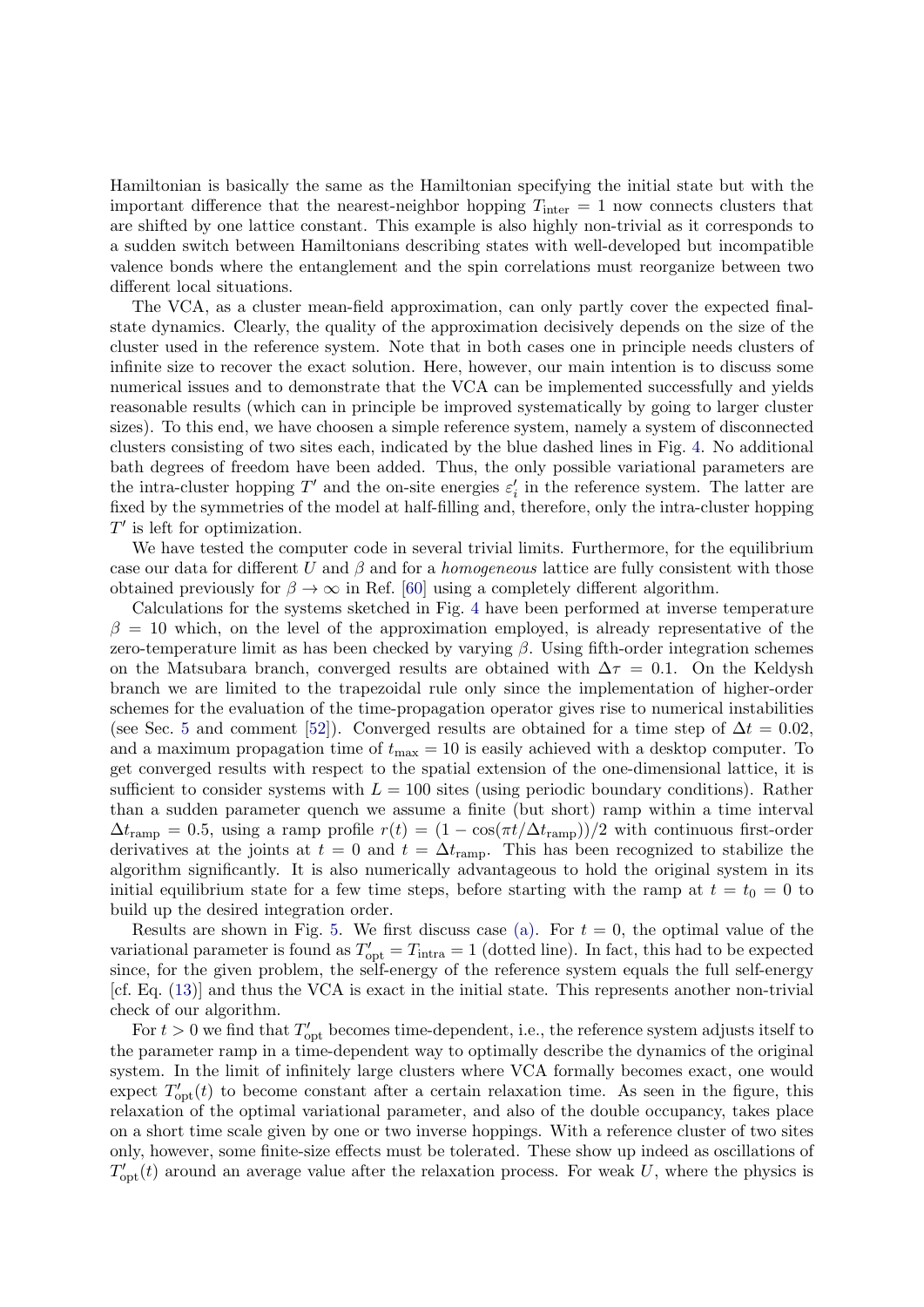Hamiltonian is basically the same as the Hamiltonian specifying the initial state but with the important difference that the nearest-neighbor hopping $T_{\text{inter}} = 1$ now connects clusters that are shifted by one lattice constant. This example is also highly non-trivial as it corresponds to a sudden switch between Hamiltonians describing states with well-developed but incompatible valence bonds where the entanglement and the spin correlations must reorganize between two different local situations.

The VCA, as a cluster mean-field approximation, can only partly cover the expected final-state dynamics. Clearly, the quality of the approximation decisively depends on the size of the cluster used in the reference system. Note that in both cases one in principle needs clusters of infinite size to recover the exact solution. Here, however, our main intention is to discuss some numerical issues and to demonstrate that the VCA can be implemented successfully and yields reasonable results (which can in principle be improved systematically by going to larger cluster sizes). To this end, we have choosen a simple reference system, namely a system of disconnected clusters consisting of two sites each, indicated by the blue dashed lines in Fig. 4. No additional bath degrees of freedom have been added. Thus, the only possible variational parameters are the intra-cluster hopping $T'$ and the on-site energies $\varepsilon'_i$ in the reference system. The latter are fixed by the symmetries of the model at half-filling and, therefore, only the intra-cluster hopping $T'$ is left for optimization.

We have tested the computer code in several trivial limits. Furthermore, for the equilibrium case our data for different $U$ and $\beta$ and for a *homogeneous* lattice are fully consistent with those obtained previously for $\beta \to \infty$ in Ref. [60] using a completely different algorithm.

Calculations for the systems sketched in Fig. 4 have been performed at inverse temperature $\beta = 10$ which, on the level of the approximation employed, is already representative of the zero-temperature limit as has been checked by varying $\beta$. Using fifth-order integration schemes on the Matsubara branch, converged results are obtained with $\Delta\tau = 0.1$. On the Keldysh branch we are limited to the trapezoidal rule only since the implementation of higher-order schemes for the evaluation of the time-propagation operator gives rise to numerical instabilities (see Sec. 5 and comment [52]). Converged results are obtained for a time step of $\Delta t = 0.02$, and a maximum propagation time of $t_{\max} = 10$ is easily achieved with a desktop computer. To get converged results with respect to the spatial extension of the one-dimensional lattice, it is sufficient to consider systems with $L = 100$ sites (using periodic boundary conditions). Rather than a sudden parameter quench we assume a finite (but short) ramp within a time interval $\Delta t_{\text{ramp}} = 0.5$, using a ramp profile $r(t) = (1 - \cos(\pi t/\Delta t_{\text{ramp}}))/2$ with continuous first-order derivatives at the joints at $t = 0$ and $t = \Delta t_{\text{ramp}}$. This has been recognized to stabilize the algorithm significantly. It is also numerically advantageous to hold the original system in its initial equilibrium state for a few time steps, before starting with the ramp at $t = t_0 = 0$ to build up the desired integration order.

Results are shown in Fig. 5. We first discuss case (a). For $t = 0$, the optimal value of the variational parameter is found as $T'_{\text{opt}} = T_{\text{intra}} = 1$ (dotted line). In fact, this had to be expected since, for the given problem, the self-energy of the reference system equals the full self-energy [cf. Eq. (13)] and thus the VCA is exact in the initial state. This represents another non-trivial check of our algorithm.

For $t > 0$ we find that $T'_{\text{opt}}$ becomes time-dependent, i.e., the reference system adjusts itself to the parameter ramp in a time-dependent way to optimally describe the dynamics of the original system. In the limit of infinitely large clusters where VCA formally becomes exact, one would expect $T'_{\text{opt}}(t)$ to become constant after a certain relaxation time. As seen in the figure, this relaxation of the optimal variational parameter, and also of the double occupancy, takes place on a short time scale given by one or two inverse hoppings. With a reference cluster of two sites only, however, some finite-size effects must be tolerated. These show up indeed as oscillations of $T'_{\text{opt}}(t)$ around an average value after the relaxation process. For weak $U$, where the physics is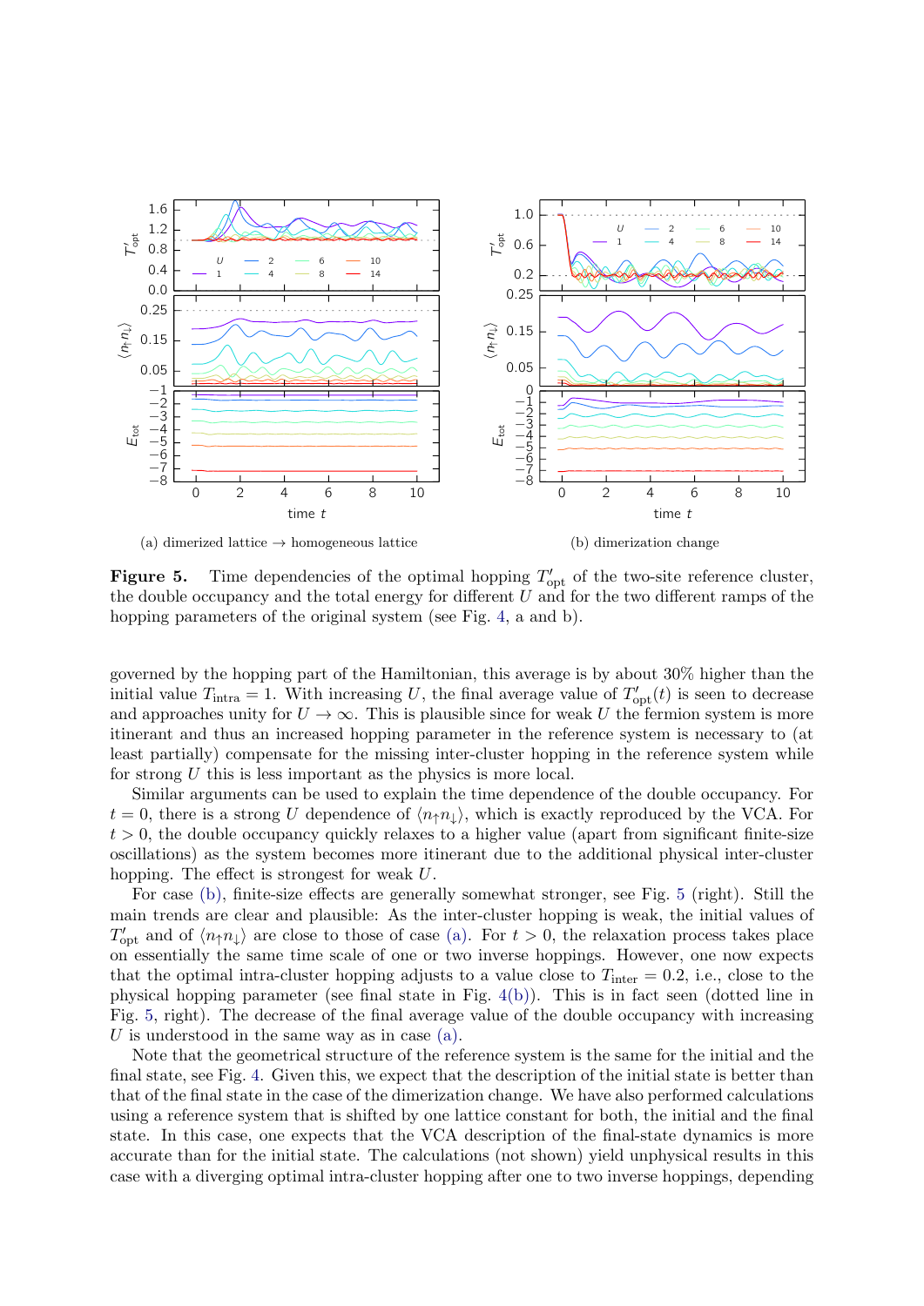(a) dimerized lattice → homogeneous lattice

(b) dimerization change

**Figure 5.** Time dependencies of the optimal hopping $T'_{\rm opt}$ of the two-site reference cluster, the double occupancy and the total energy for different $U$ and for the two different ramps of the hopping parameters of the original system (see Fig. 4, a and b).

governed by the hopping part of the Hamiltonian, this average is by about 30% higher than the initial value $T_{\rm intra} = 1$. With increasing $U$, the final average value of $T'_{\rm opt}(t)$ is seen to decrease and approaches unity for $U \to \infty$. This is plausible since for weak $U$ the fermion system is more itinerant and thus an increased hopping parameter in the reference system is necessary to (at least partially) compensate for the missing inter-cluster hopping in the reference system while for strong $U$ this is less important as the physics is more local.

Similar arguments can be used to explain the time dependence of the double occupancy. For $t = 0$, there is a strong $U$ dependence of $\langle n_\uparrow n_\downarrow \rangle$, which is exactly reproduced by the VCA. For $t > 0$, the double occupancy quickly relaxes to a higher value (apart from significant finite-size oscillations) as the system becomes more itinerant due to the additional physical inter-cluster hopping. The effect is strongest for weak $U$.

For case (b), finite-size effects are generally somewhat stronger, see Fig. 5 (right). Still the main trends are clear and plausible: As the inter-cluster hopping is weak, the initial values of $T'_{\rm opt}$ and of $\langle n_\uparrow n_\downarrow \rangle$ are close to those of case (a). For $t > 0$, the relaxation process takes place on essentially the same time scale of one or two inverse hoppings. However, one now expects that the optimal intra-cluster hopping adjusts to a value close to $T_{\rm inter} = 0.2$, i.e., close to the physical hopping parameter (see final state in Fig. 4(b)). This is in fact seen (dotted line in Fig. 5, right). The decrease of the final average value of the double occupancy with increasing $U$ is understood in the same way as in case (a).

Note that the geometrical structure of the reference system is the same for the initial and the final state, see Fig. 4. Given this, we expect that the description of the initial state is better than that of the final state in the case of the dimerization change. We have also performed calculations using a reference system that is shifted by one lattice constant for both, the initial and the final state. In this case, one expects that the VCA description of the final-state dynamics is more accurate than for the initial state. The calculations (not shown) yield unphysical results in this case with a diverging optimal intra-cluster hopping after one to two inverse hoppings, depending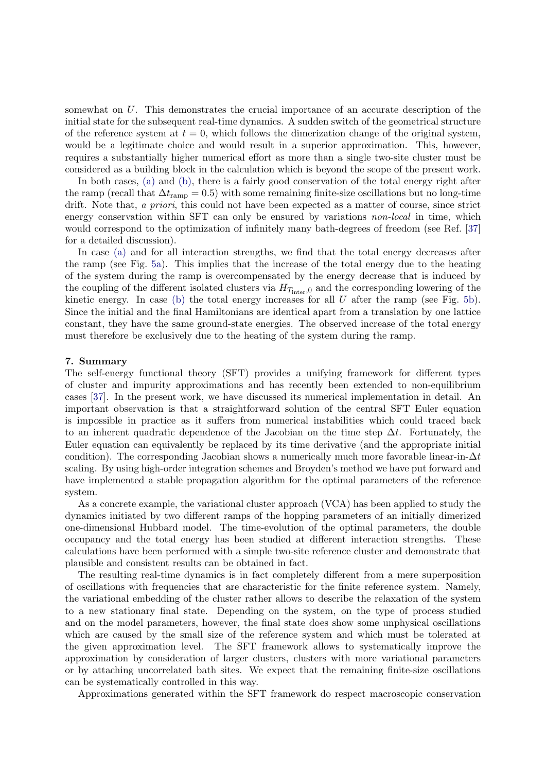somewhat on $U$. This demonstrates the crucial importance of an accurate description of the initial state for the subsequent real-time dynamics. A sudden switch of the geometrical structure of the reference system at $t = 0$, which follows the dimerization change of the original system, would be a legitimate choice and would result in a superior approximation. This, however, requires a substantially higher numerical effort as more than a single two-site cluster must be considered as a building block in the calculation which is beyond the scope of the present work.

In both cases, (a) and (b), there is a fairly good conservation of the total energy right after the ramp (recall that $\Delta t_{\mathrm{ramp}} = 0.5$) with some remaining finite-size oscillations but no long-time drift. Note that, *a priori*, this could not have been expected as a matter of course, since strict energy conservation within SFT can only be ensured by variations *non-local* in time, which would correspond to the optimization of infinitely many bath-degrees of freedom (see Ref. [37] for a detailed discussion).

In case (a) and for all interaction strengths, we find that the total energy decreases after the ramp (see Fig. 5a). This implies that the increase of the total energy due to the heating of the system during the ramp is overcompensated by the energy decrease that is induced by the coupling of the different isolated clusters via $H_{T_{\mathrm{inter}},0}$ and the corresponding lowering of the kinetic energy. In case (b) the total energy increases for all $U$ after the ramp (see Fig. 5b). Since the initial and the final Hamiltonians are identical apart from a translation by one lattice constant, they have the same ground-state energies. The observed increase of the total energy must therefore be exclusively due to the heating of the system during the ramp.

## 7. Summary

The self-energy functional theory (SFT) provides a unifying framework for different types of cluster and impurity approximations and has recently been extended to non-equilibrium cases [37]. In the present work, we have discussed its numerical implementation in detail. An important observation is that a straightforward solution of the central SFT Euler equation is impossible in practice as it suffers from numerical instabilities which could traced back to an inherent quadratic dependence of the Jacobian on the time step $\Delta t$. Fortunately, the Euler equation can equivalently be replaced by its time derivative (and the appropriate initial condition). The corresponding Jacobian shows a numerically much more favorable linear-in-$\Delta t$ scaling. By using high-order integration schemes and Broyden's method we have put forward and have implemented a stable propagation algorithm for the optimal parameters of the reference system.

As a concrete example, the variational cluster approach (VCA) has been applied to study the dynamics initiated by two different ramps of the hopping parameters of an initially dimerized one-dimensional Hubbard model. The time-evolution of the optimal parameters, the double occupancy and the total energy has been studied at different interaction strengths. These calculations have been performed with a simple two-site reference cluster and demonstrate that plausible and consistent results can be obtained in fact.

The resulting real-time dynamics is in fact completely different from a mere superposition of oscillations with frequencies that are characteristic for the finite reference system. Namely, the variational embedding of the cluster rather allows to describe the relaxation of the system to a new stationary final state. Depending on the system, on the type of process studied and on the model parameters, however, the final state does show some unphysical oscillations which are caused by the small size of the reference system and which must be tolerated at the given approximation level. The SFT framework allows to systematically improve the approximation by consideration of larger clusters, clusters with more variational parameters or by attaching uncorrelated bath sites. We expect that the remaining finite-size oscillations can be systematically controlled in this way.

Approximations generated within the SFT framework do respect macroscopic conservation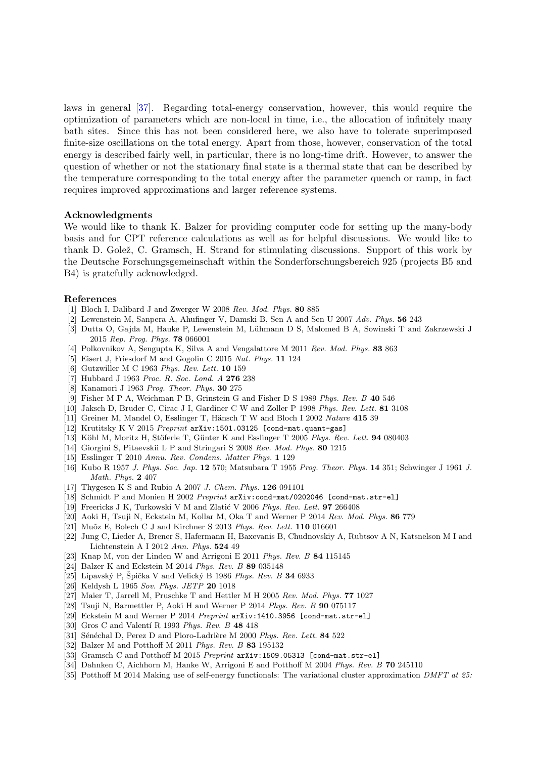laws in general [37]. Regarding total-energy conservation, however, this would require the optimization of parameters which are non-local in time, i.e., the allocation of infinitely many bath sites. Since this has not been considered here, we also have to tolerate superimposed finite-size oscillations on the total energy. Apart from those, however, conservation of the total energy is described fairly well, in particular, there is no long-time drift. However, to answer the question of whether or not the stationary final state is a thermal state that can be described by the temperature corresponding to the total energy after the parameter quench or ramp, in fact requires improved approximations and larger reference systems.

### Acknowledgments

We would like to thank K. Balzer for providing computer code for setting up the many-body basis and for CPT reference calculations as well as for helpful discussions. We would like to thank D. Golež, C. Gramsch, H. Strand for stimulating discussions. Support of this work by the Deutsche Forschungsgemeinschaft within the Sonderforschungsbereich 925 (projects B5 and B4) is gratefully acknowledged.

### References

[1] Bloch I, Dalibard J and Zwerger W 2008 *Rev. Mod. Phys.* **80** 885
[2] Lewenstein M, Sanpera A, Ahufinger V, Damski B, Sen A and Sen U 2007 *Adv. Phys.* **56** 243
[3] Dutta O, Gajda M, Hauke P, Lewenstein M, Lühmann D S, Malomed B A, Sowinski T and Zakrzewski J 2015 *Rep. Prog. Phys.* **78** 066001
[4] Polkovnikov A, Sengupta K, Silva A and Vengalattore M 2011 *Rev. Mod. Phys.* **83** 863
[5] Eisert J, Friesdorf M and Gogolin C 2015 *Nat. Phys.* **11** 124
[6] Gutzwiller M C 1963 *Phys. Rev. Lett.* **10** 159
[7] Hubbard J 1963 *Proc. R. Soc. Lond. A* **276** 238
[8] Kanamori J 1963 *Prog. Theor. Phys.* **30** 275
[9] Fisher M P A, Weichman P B, Grinstein G and Fisher D S 1989 *Phys. Rev. B* **40** 546
[10] Jaksch D, Bruder C, Cirac J I, Gardiner C W and Zoller P 1998 *Phys. Rev. Lett.* **81** 3108
[11] Greiner M, Mandel O, Esslinger T, Hänsch T W and Bloch I 2002 *Nature* **415** 39
[12] Krutitsky K V 2015 *Preprint* arXiv:1501.03125 [cond-mat.quant-gas]
[13] Köhl M, Moritz H, Stöferle T, Günter K and Esslinger T 2005 *Phys. Rev. Lett.* **94** 080403
[14] Giorgini S, Pitaevskii L P and Stringari S 2008 *Rev. Mod. Phys.* **80** 1215
[15] Esslinger T 2010 *Annu. Rev. Condens. Matter Phys.* **1** 129
[16] Kubo R 1957 *J. Phys. Soc. Jap.* **12** 570; Matsubara T 1955 *Prog. Theor. Phys.* **14** 351; Schwinger J 1961 *J. Math. Phys.* **2** 407
[17] Thygesen K S and Rubio A 2007 *J. Chem. Phys.* **126** 091101
[18] Schmidt P and Monien H 2002 *Preprint* arXiv:cond-mat/0202046 [cond-mat.str-el]
[19] Freericks J K, Turkowski V M and Zlatić V 2006 *Phys. Rev. Lett.* **97** 266408
[20] Aoki H, Tsuji N, Eckstein M, Kollar M, Oka T and Werner P 2014 *Rev. Mod. Phys.* **86** 779
[21] Muñoz E, Bolech C J and Kirchner S 2013 *Phys. Rev. Lett.* **110** 016601
[22] Jung C, Lieder A, Brener S, Hafermann H, Baxevanis B, Chudnovskiy A, Rubtsov A N, Katsnelson M I and Lichtenstein A I 2012 *Ann. Phys.* **524** 49
[23] Knap M, von der Linden W and Arrigoni E 2011 *Phys. Rev. B* **84** 115145
[24] Balzer K and Eckstein M 2014 *Phys. Rev. B* **89** 035148
[25] Lipavský P, Špička V and Velický B 1986 *Phys. Rev. B* **34** 6933
[26] Keldysh L 1965 *Sov. Phys. JETP* **20** 1018
[27] Maier T, Jarrell M, Pruschke T and Hettler M H 2005 *Rev. Mod. Phys.* **77** 1027
[28] Tsuji N, Barmettler P, Aoki H and Werner P 2014 *Phys. Rev. B* **90** 075117
[29] Eckstein M and Werner P 2014 *Preprint* arXiv:1410.3956 [cond-mat.str-el]
[30] Gros C and Valentí R 1993 *Phys. Rev. B* **48** 418
[31] Sénéchal D, Perez D and Pioro-Ladrière M 2000 *Phys. Rev. Lett.* **84** 522
[32] Balzer M and Potthoff M 2011 *Phys. Rev. B* **83** 195132
[33] Gramsch C and Potthoff M 2015 *Preprint* arXiv:1509.05313 [cond-mat.str-el]
[34] Dahnken C, Aichhorn M, Hanke W, Arrigoni E and Potthoff M 2004 *Phys. Rev. B* **70** 245110
[35] Potthoff M 2014 Making use of self-energy functionals: The variational cluster approximation *DMFT at 25:*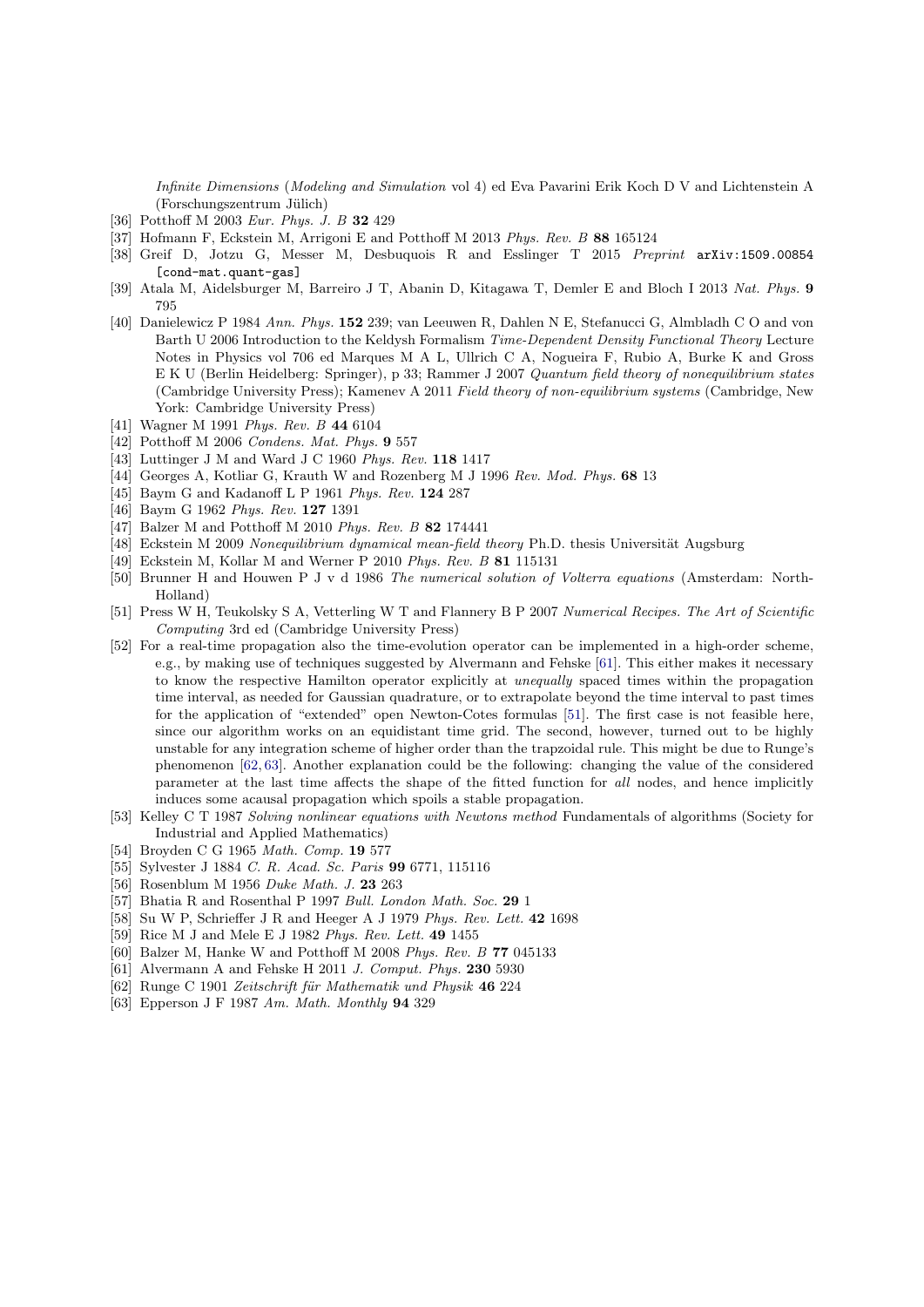*Infinite Dimensions* (*Modeling and Simulation* vol 4) ed Eva Pavarini Erik Koch D V and Lichtenstein A (Forschungszentrum Jülich)

[36] Potthoff M 2003 *Eur. Phys. J. B* **32** 429

[37] Hofmann F, Eckstein M, Arrigoni E and Potthoff M 2013 *Phys. Rev. B* **88** 165124

[38] Greif D, Jotzu G, Messer M, Desbuquois R and Esslinger T 2015 *Preprint* `arXiv:1509.00854 [cond-mat.quant-gas]`

[39] Atala M, Aidelsburger M, Barreiro J T, Abanin D, Kitagawa T, Demler E and Bloch I 2013 *Nat. Phys.* **9** 795

[40] Danielewicz P 1984 *Ann. Phys.* **152** 239; van Leeuwen R, Dahlen N E, Stefanucci G, Almbladh C O and von Barth U 2006 Introduction to the Keldysh Formalism *Time-Dependent Density Functional Theory* Lecture Notes in Physics vol 706 ed Marques M A L, Ullrich C A, Nogueira F, Rubio A, Burke K and Gross E K U (Berlin Heidelberg: Springer), p 33; Rammer J 2007 *Quantum field theory of nonequilibrium states* (Cambridge University Press); Kamenev A 2011 *Field theory of non-equilibrium systems* (Cambridge, New York: Cambridge University Press)

[41] Wagner M 1991 *Phys. Rev. B* **44** 6104

[42] Potthoff M 2006 *Condens. Mat. Phys.* **9** 557

[43] Luttinger J M and Ward J C 1960 *Phys. Rev.* **118** 1417

[44] Georges A, Kotliar G, Krauth W and Rozenberg M J 1996 *Rev. Mod. Phys.* **68** 13

[45] Baym G and Kadanoff L P 1961 *Phys. Rev.* **124** 287

[46] Baym G 1962 *Phys. Rev.* **127** 1391

[47] Balzer M and Potthoff M 2010 *Phys. Rev. B* **82** 174441

[48] Eckstein M 2009 *Nonequilibrium dynamical mean-field theory* Ph.D. thesis Universität Augsburg

[49] Eckstein M, Kollar M and Werner P 2010 *Phys. Rev. B* **81** 115131

[50] Brunner H and Houwen P J v d 1986 *The numerical solution of Volterra equations* (Amsterdam: North-Holland)

[51] Press W H, Teukolsky S A, Vetterling W T and Flannery B P 2007 *Numerical Recipes. The Art of Scientific Computing* 3rd ed (Cambridge University Press)

[52] For a real-time propagation also the time-evolution operator can be implemented in a high-order scheme, e.g., by making use of techniques suggested by Alvermann and Fehske [61]. This either makes it necessary to know the respective Hamilton operator explicitly at *unequally* spaced times within the propagation time interval, as needed for Gaussian quadrature, or to extrapolate beyond the time interval to past times for the application of "extended" open Newton-Cotes formulas [51]. The first case is not feasible here, since our algorithm works on an equidistant time grid. The second, however, turned out to be highly unstable for any integration scheme of higher order than the trapzoidal rule. This might be due to Runge's phenomenon [62, 63]. Another explanation could be the following: changing the value of the considered parameter at the last time affects the shape of the fitted function for *all* nodes, and hence implicitly induces some acausal propagation which spoils a stable propagation.

[53] Kelley C T 1987 *Solving nonlinear equations with Newtons method* Fundamentals of algorithms (Society for Industrial and Applied Mathematics)

[54] Broyden C G 1965 *Math. Comp.* **19** 577

[55] Sylvester J 1884 *C. R. Acad. Sc. Paris* **99** 6771, 115116

[56] Rosenblum M 1956 *Duke Math. J.* **23** 263

[57] Bhatia R and Rosenthal P 1997 *Bull. London Math. Soc.* **29** 1

[58] Su W P, Schrieffer J R and Heeger A J 1979 *Phys. Rev. Lett.* **42** 1698

[59] Rice M J and Mele E J 1982 *Phys. Rev. Lett.* **49** 1455

[60] Balzer M, Hanke W and Potthoff M 2008 *Phys. Rev. B* **77** 045133

[61] Alvermann A and Fehske H 2011 *J. Comput. Phys.* **230** 5930

[62] Runge C 1901 *Zeitschrift für Mathematik und Physik* **46** 224

[63] Epperson J F 1987 *Am. Math. Monthly* **94** 329